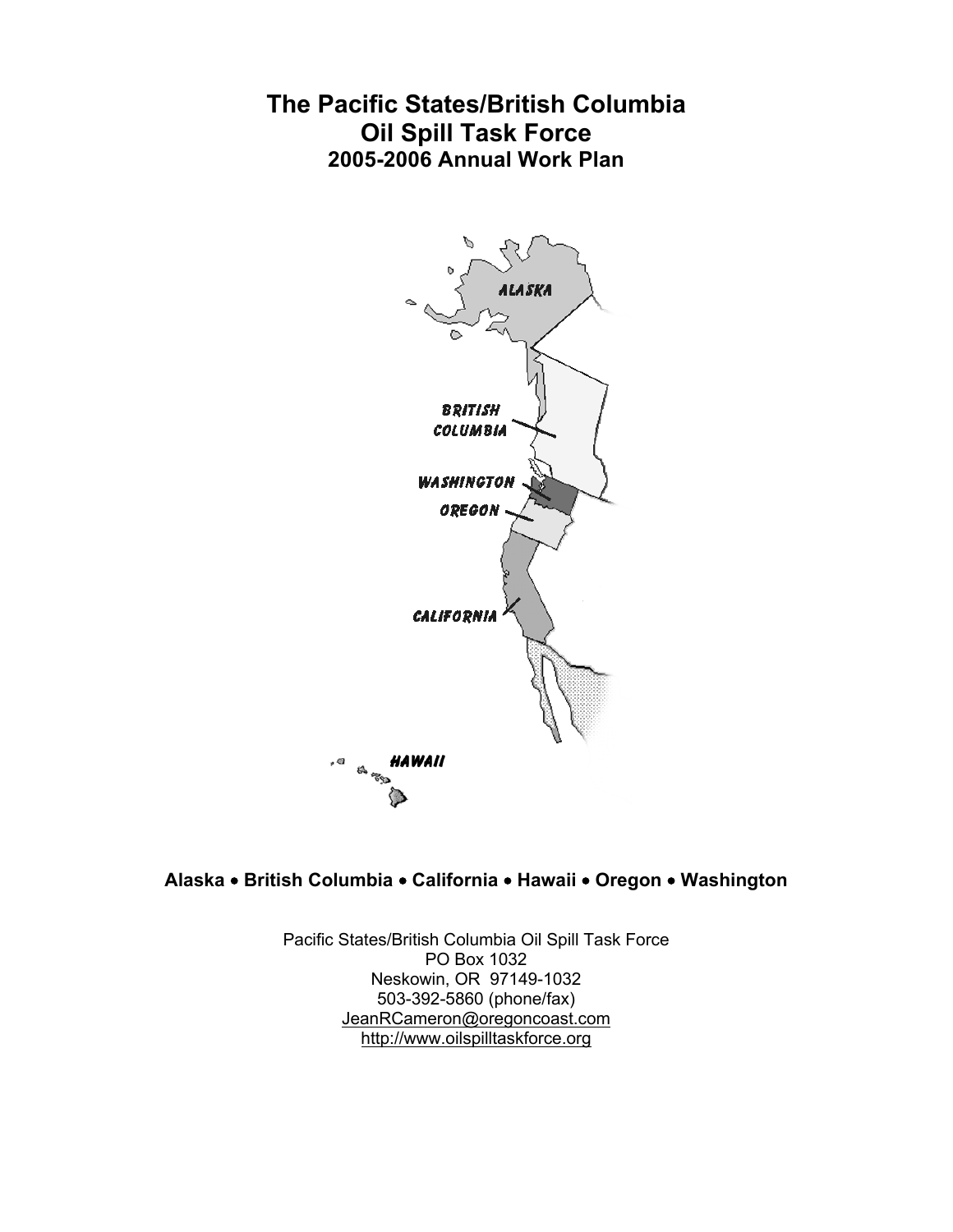# The Pacific States/British Columbia Oil Spill Task Force

## 2005-2006 Annual Work Plan

**Alaska • British Columbia • California • Hawaii • Oregon • Washington**

Pacific States/British Columbia Oil Spill Task Force
PO Box 1032
Neskowin, OR 97149-1032
503-392-5860 (phone/fax)
JeanRCameron@oregoncoast.com
http://www.oilspilltaskforce.org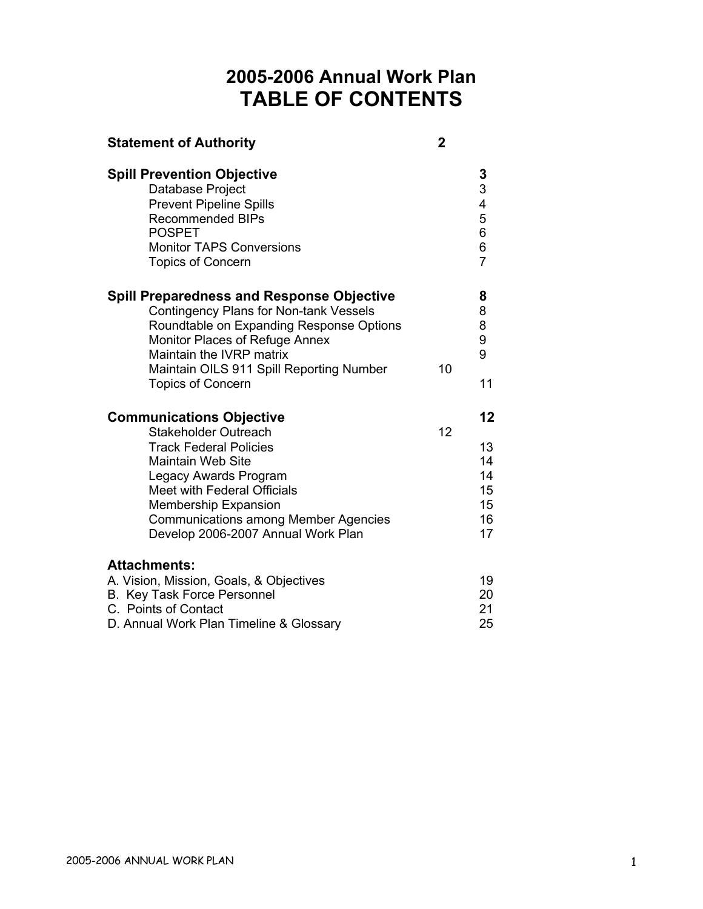# 2005-2006 Annual Work Plan
# TABLE OF CONTENTS

| | |
|---|---|
| **Statement of Authority** | **2** |
| | |
| **Spill Prevention Objective** | **3** |
| Database Project | 3 |
| Prevent Pipeline Spills | 4 |
| Recommended BIPs | 5 |
| POSPET | 6 |
| Monitor TAPS Conversions | 6 |
| Topics of Concern | 7 |
| | |
| **Spill Preparedness and Response Objective** | **8** |
| Contingency Plans for Non-tank Vessels | 8 |
| Roundtable on Expanding Response Options | 8 |
| Monitor Places of Refuge Annex | 9 |
| Maintain the IVRP matrix | 9 |
| Maintain OILS 911 Spill Reporting Number | 10 |
| Topics of Concern | 11 |
| | |
| **Communications Objective** | **12** |
| Stakeholder Outreach | 12 |
| Track Federal Policies | 13 |
| Maintain Web Site | 14 |
| Legacy Awards Program | 14 |
| Meet with Federal Officials | 15 |
| Membership Expansion | 15 |
| Communications among Member Agencies | 16 |
| Develop 2006-2007 Annual Work Plan | 17 |
| | |
| **Attachments:** | |
| A. Vision, Mission, Goals, & Objectives | 19 |
| B. Key Task Force Personnel | 20 |
| C. Points of Contact | 21 |
| D. Annual Work Plan Timeline & Glossary | 25 |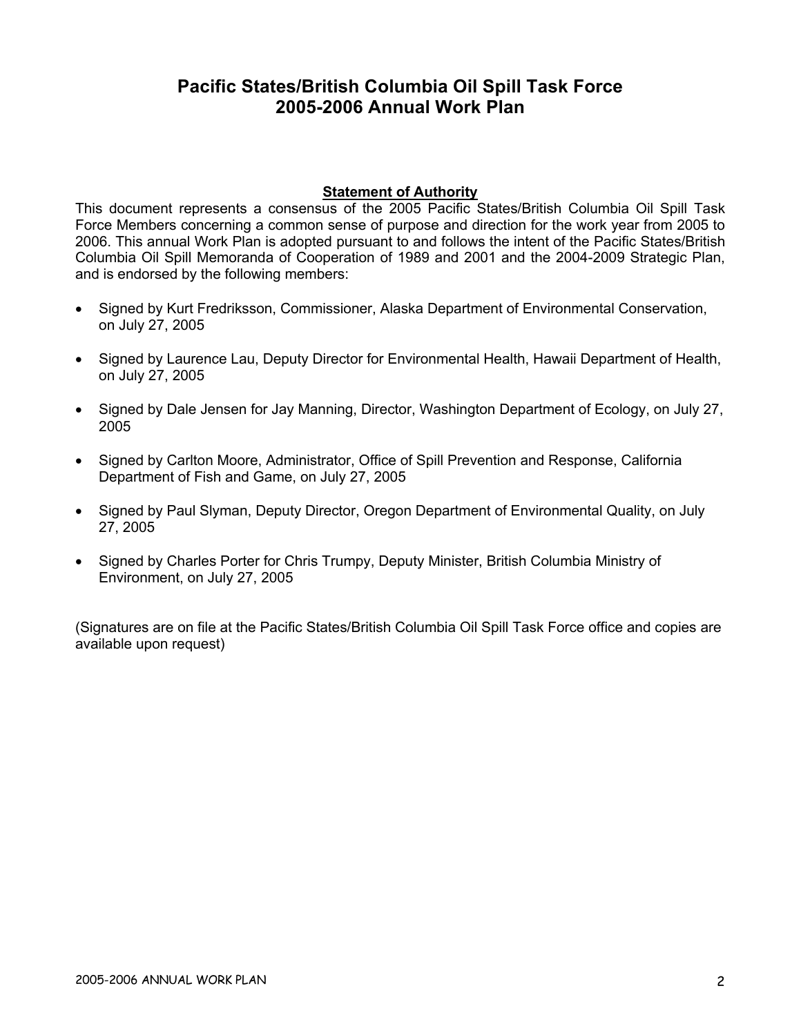# Pacific States/British Columbia Oil Spill Task Force
# 2005-2006 Annual Work Plan

## Statement of Authority

This document represents a consensus of the 2005 Pacific States/British Columbia Oil Spill Task Force Members concerning a common sense of purpose and direction for the work year from 2005 to 2006. This annual Work Plan is adopted pursuant to and follows the intent of the Pacific States/British Columbia Oil Spill Memoranda of Cooperation of 1989 and 2001 and the 2004-2009 Strategic Plan, and is endorsed by the following members:

- Signed by Kurt Fredriksson, Commissioner, Alaska Department of Environmental Conservation, on July 27, 2005
- Signed by Laurence Lau, Deputy Director for Environmental Health, Hawaii Department of Health, on July 27, 2005
- Signed by Dale Jensen for Jay Manning, Director, Washington Department of Ecology, on July 27, 2005
- Signed by Carlton Moore, Administrator, Office of Spill Prevention and Response, California Department of Fish and Game, on July 27, 2005
- Signed by Paul Slyman, Deputy Director, Oregon Department of Environmental Quality, on July 27, 2005
- Signed by Charles Porter for Chris Trumpy, Deputy Minister, British Columbia Ministry of Environment, on July 27, 2005

(Signatures are on file at the Pacific States/British Columbia Oil Spill Task Force office and copies are available upon request)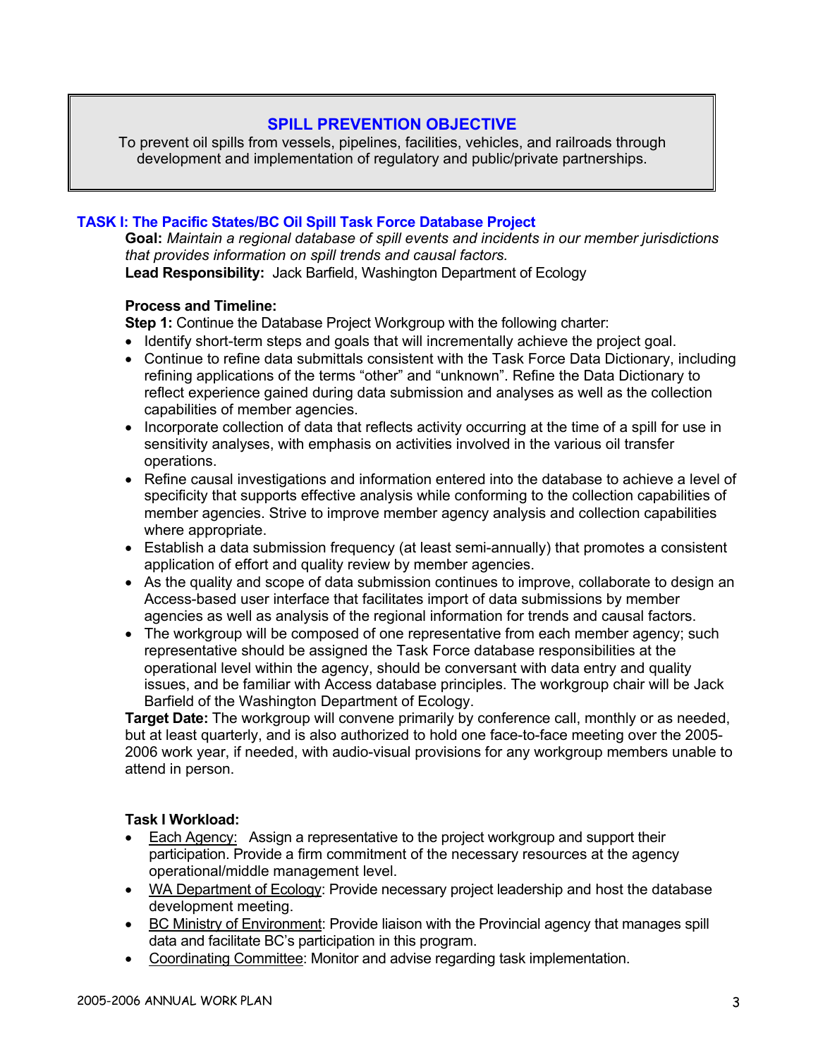## SPILL PREVENTION OBJECTIVE

To prevent oil spills from vessels, pipelines, facilities, vehicles, and railroads through development and implementation of regulatory and public/private partnerships.

### TASK I: The Pacific States/BC Oil Spill Task Force Database Project

**Goal:** *Maintain a regional database of spill events and incidents in our member jurisdictions that provides information on spill trends and causal factors.*

**Lead Responsibility:** Jack Barfield, Washington Department of Ecology

**Process and Timeline:**

**Step 1:** Continue the Database Project Workgroup with the following charter:

- Identify short-term steps and goals that will incrementally achieve the project goal.
- Continue to refine data submittals consistent with the Task Force Data Dictionary, including refining applications of the terms "other" and "unknown". Refine the Data Dictionary to reflect experience gained during data submission and analyses as well as the collection capabilities of member agencies.
- Incorporate collection of data that reflects activity occurring at the time of a spill for use in sensitivity analyses, with emphasis on activities involved in the various oil transfer operations.
- Refine causal investigations and information entered into the database to achieve a level of specificity that supports effective analysis while conforming to the collection capabilities of member agencies. Strive to improve member agency analysis and collection capabilities where appropriate.
- Establish a data submission frequency (at least semi-annually) that promotes a consistent application of effort and quality review by member agencies.
- As the quality and scope of data submission continues to improve, collaborate to design an Access-based user interface that facilitates import of data submissions by member agencies as well as analysis of the regional information for trends and causal factors.
- The workgroup will be composed of one representative from each member agency; such representative should be assigned the Task Force database responsibilities at the operational level within the agency, should be conversant with data entry and quality issues, and be familiar with Access database principles. The workgroup chair will be Jack Barfield of the Washington Department of Ecology.

**Target Date:** The workgroup will convene primarily by conference call, monthly or as needed, but at least quarterly, and is also authorized to hold one face-to-face meeting over the 2005-2006 work year, if needed, with audio-visual provisions for any workgroup members unable to attend in person.

**Task I Workload:**

- Each Agency: Assign a representative to the project workgroup and support their participation. Provide a firm commitment of the necessary resources at the agency operational/middle management level.
- WA Department of Ecology: Provide necessary project leadership and host the database development meeting.
- BC Ministry of Environment: Provide liaison with the Provincial agency that manages spill data and facilitate BC's participation in this program.
- Coordinating Committee: Monitor and advise regarding task implementation.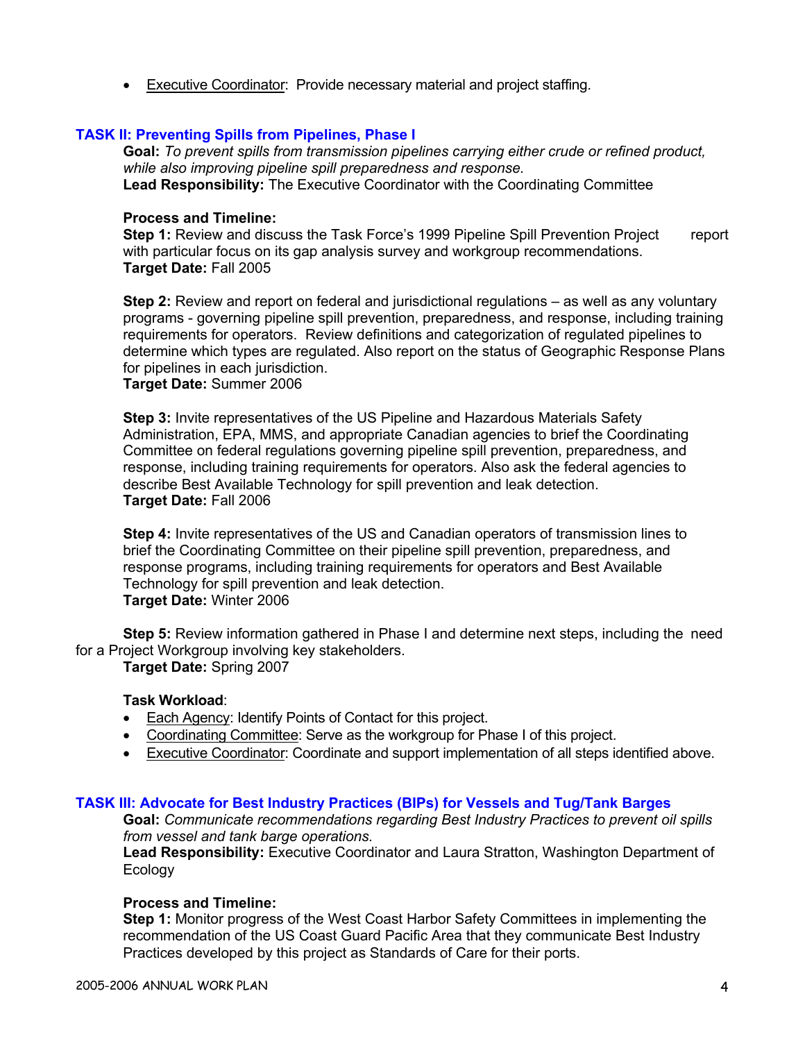- Executive Coordinator: Provide necessary material and project staffing.

### TASK II: Preventing Spills from Pipelines, Phase I

**Goal:** *To prevent spills from transmission pipelines carrying either crude or refined product, while also improving pipeline spill preparedness and response.*

**Lead Responsibility:** The Executive Coordinator with the Coordinating Committee

**Process and Timeline:**

**Step 1:** Review and discuss the Task Force's 1999 Pipeline Spill Prevention Project report with particular focus on its gap analysis survey and workgroup recommendations.
**Target Date:** Fall 2005

**Step 2:** Review and report on federal and jurisdictional regulations – as well as any voluntary programs - governing pipeline spill prevention, preparedness, and response, including training requirements for operators. Review definitions and categorization of regulated pipelines to determine which types are regulated. Also report on the status of Geographic Response Plans for pipelines in each jurisdiction.
**Target Date:** Summer 2006

**Step 3:** Invite representatives of the US Pipeline and Hazardous Materials Safety Administration, EPA, MMS, and appropriate Canadian agencies to brief the Coordinating Committee on federal regulations governing pipeline spill prevention, preparedness, and response, including training requirements for operators. Also ask the federal agencies to describe Best Available Technology for spill prevention and leak detection.
**Target Date:** Fall 2006

**Step 4:** Invite representatives of the US and Canadian operators of transmission lines to brief the Coordinating Committee on their pipeline spill prevention, preparedness, and response programs, including training requirements for operators and Best Available Technology for spill prevention and leak detection.
**Target Date:** Winter 2006

**Step 5:** Review information gathered in Phase I and determine next steps, including the need for a Project Workgroup involving key stakeholders.
**Target Date:** Spring 2007

**Task Workload**:

- Each Agency: Identify Points of Contact for this project.
- Coordinating Committee: Serve as the workgroup for Phase I of this project.
- Executive Coordinator: Coordinate and support implementation of all steps identified above.

### TASK III: Advocate for Best Industry Practices (BIPs) for Vessels and Tug/Tank Barges

**Goal:** *Communicate recommendations regarding Best Industry Practices to prevent oil spills from vessel and tank barge operations.*

**Lead Responsibility:** Executive Coordinator and Laura Stratton, Washington Department of Ecology

**Process and Timeline:**

**Step 1:** Monitor progress of the West Coast Harbor Safety Committees in implementing the recommendation of the US Coast Guard Pacific Area that they communicate Best Industry Practices developed by this project as Standards of Care for their ports.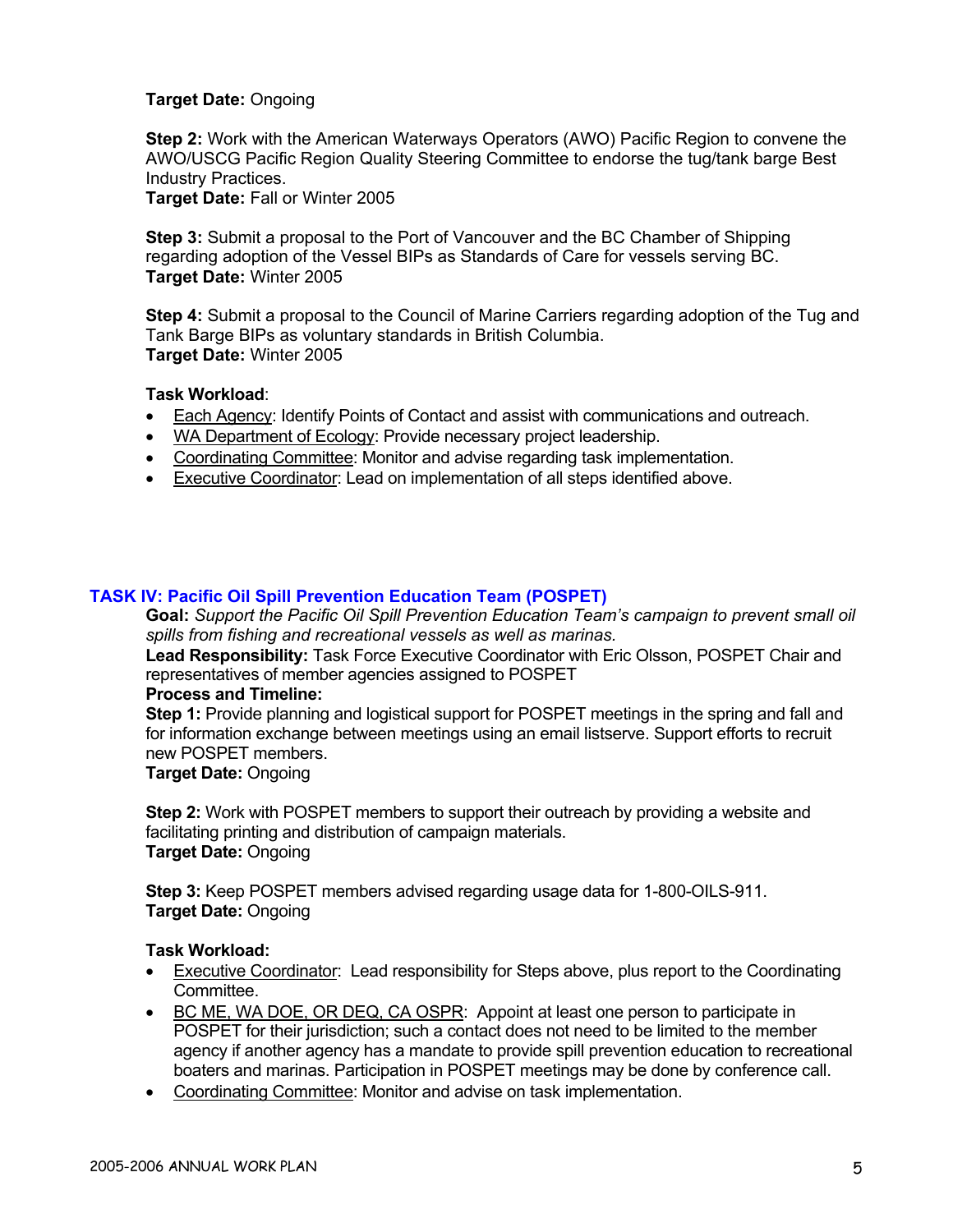**Target Date:** Ongoing

**Step 2:** Work with the American Waterways Operators (AWO) Pacific Region to convene the AWO/USCG Pacific Region Quality Steering Committee to endorse the tug/tank barge Best Industry Practices.
**Target Date:** Fall or Winter 2005

**Step 3:** Submit a proposal to the Port of Vancouver and the BC Chamber of Shipping regarding adoption of the Vessel BIPs as Standards of Care for vessels serving BC.
**Target Date:** Winter 2005

**Step 4:** Submit a proposal to the Council of Marine Carriers regarding adoption of the Tug and Tank Barge BIPs as voluntary standards in British Columbia.
**Target Date:** Winter 2005

**Task Workload**:

- Each Agency: Identify Points of Contact and assist with communications and outreach.
- WA Department of Ecology: Provide necessary project leadership.
- Coordinating Committee: Monitor and advise regarding task implementation.
- Executive Coordinator: Lead on implementation of all steps identified above.

## TASK IV: Pacific Oil Spill Prevention Education Team (POSPET)

**Goal:** *Support the Pacific Oil Spill Prevention Education Team's campaign to prevent small oil spills from fishing and recreational vessels as well as marinas.*
**Lead Responsibility:** Task Force Executive Coordinator with Eric Olsson, POSPET Chair and representatives of member agencies assigned to POSPET
**Process and Timeline:**
**Step 1:** Provide planning and logistical support for POSPET meetings in the spring and fall and for information exchange between meetings using an email listserve. Support efforts to recruit new POSPET members.
**Target Date:** Ongoing

**Step 2:** Work with POSPET members to support their outreach by providing a website and facilitating printing and distribution of campaign materials.
**Target Date:** Ongoing

**Step 3:** Keep POSPET members advised regarding usage data for 1-800-OILS-911.
**Target Date:** Ongoing

**Task Workload:**

- Executive Coordinator: Lead responsibility for Steps above, plus report to the Coordinating Committee.
- BC ME, WA DOE, OR DEQ, CA OSPR: Appoint at least one person to participate in POSPET for their jurisdiction; such a contact does not need to be limited to the member agency if another agency has a mandate to provide spill prevention education to recreational boaters and marinas. Participation in POSPET meetings may be done by conference call.
- Coordinating Committee: Monitor and advise on task implementation.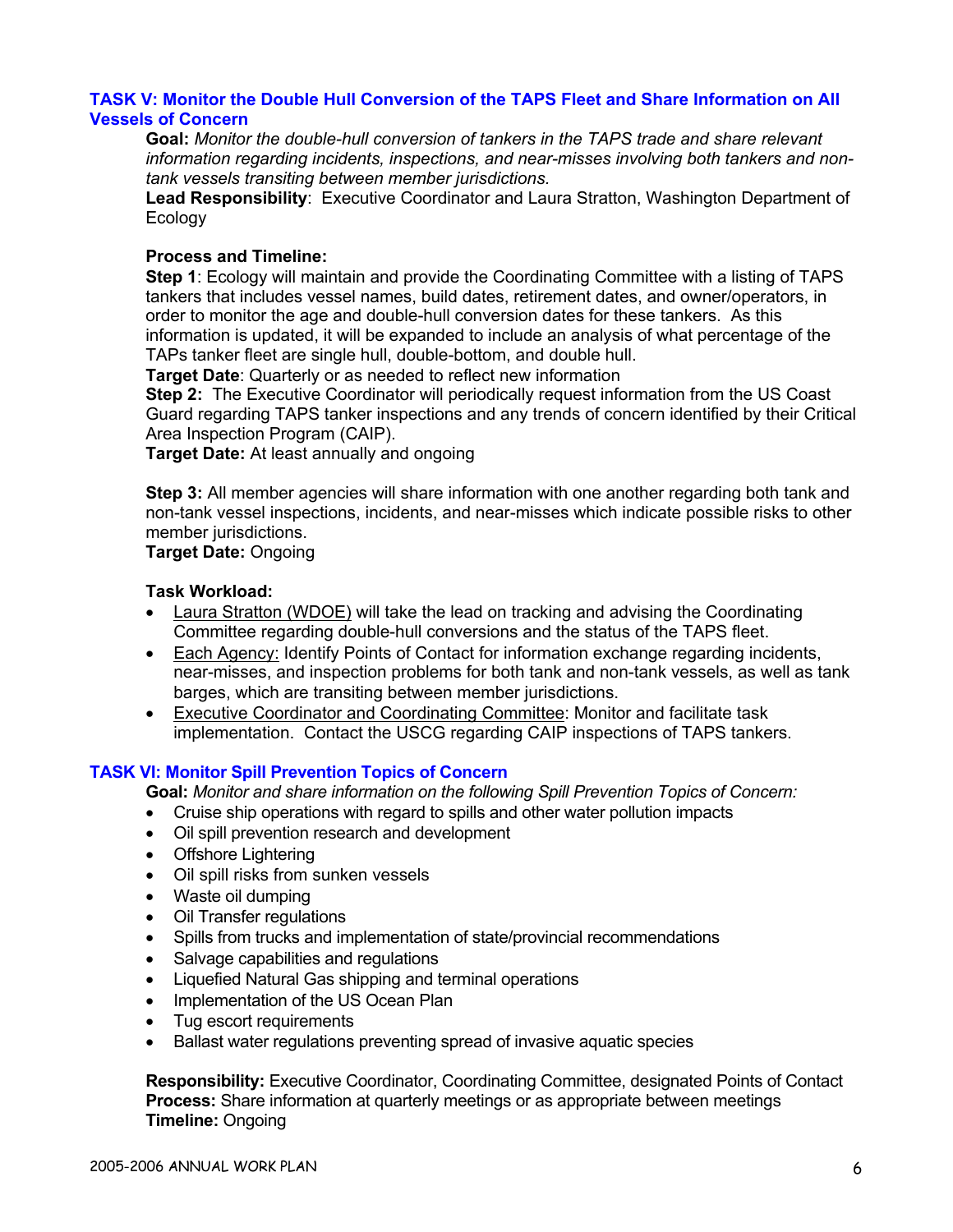## TASK V: Monitor the Double Hull Conversion of the TAPS Fleet and Share Information on All Vessels of Concern

**Goal:** *Monitor the double-hull conversion of tankers in the TAPS trade and share relevant information regarding incidents, inspections, and near-misses involving both tankers and non-tank vessels transiting between member jurisdictions.*

**Lead Responsibility**: Executive Coordinator and Laura Stratton, Washington Department of Ecology

**Process and Timeline:**

**Step 1**: Ecology will maintain and provide the Coordinating Committee with a listing of TAPS tankers that includes vessel names, build dates, retirement dates, and owner/operators, in order to monitor the age and double-hull conversion dates for these tankers. As this information is updated, it will be expanded to include an analysis of what percentage of the TAPs tanker fleet are single hull, double-bottom, and double hull.

**Target Date**: Quarterly or as needed to reflect new information

**Step 2:** The Executive Coordinator will periodically request information from the US Coast Guard regarding TAPS tanker inspections and any trends of concern identified by their Critical Area Inspection Program (CAIP).

**Target Date:** At least annually and ongoing

**Step 3:** All member agencies will share information with one another regarding both tank and non-tank vessel inspections, incidents, and near-misses which indicate possible risks to other member jurisdictions.

**Target Date:** Ongoing

**Task Workload:**

- Laura Stratton (WDOE) will take the lead on tracking and advising the Coordinating Committee regarding double-hull conversions and the status of the TAPS fleet.
- Each Agency: Identify Points of Contact for information exchange regarding incidents, near-misses, and inspection problems for both tank and non-tank vessels, as well as tank barges, which are transiting between member jurisdictions.
- Executive Coordinator and Coordinating Committee: Monitor and facilitate task implementation. Contact the USCG regarding CAIP inspections of TAPS tankers.

## TASK VI: Monitor Spill Prevention Topics of Concern

**Goal:** *Monitor and share information on the following Spill Prevention Topics of Concern:*

- Cruise ship operations with regard to spills and other water pollution impacts
- Oil spill prevention research and development
- Offshore Lightering
- Oil spill risks from sunken vessels
- Waste oil dumping
- Oil Transfer regulations
- Spills from trucks and implementation of state/provincial recommendations
- Salvage capabilities and regulations
- Liquefied Natural Gas shipping and terminal operations
- Implementation of the US Ocean Plan
- Tug escort requirements
- Ballast water regulations preventing spread of invasive aquatic species

**Responsibility:** Executive Coordinator, Coordinating Committee, designated Points of Contact
**Process:** Share information at quarterly meetings or as appropriate between meetings
**Timeline:** Ongoing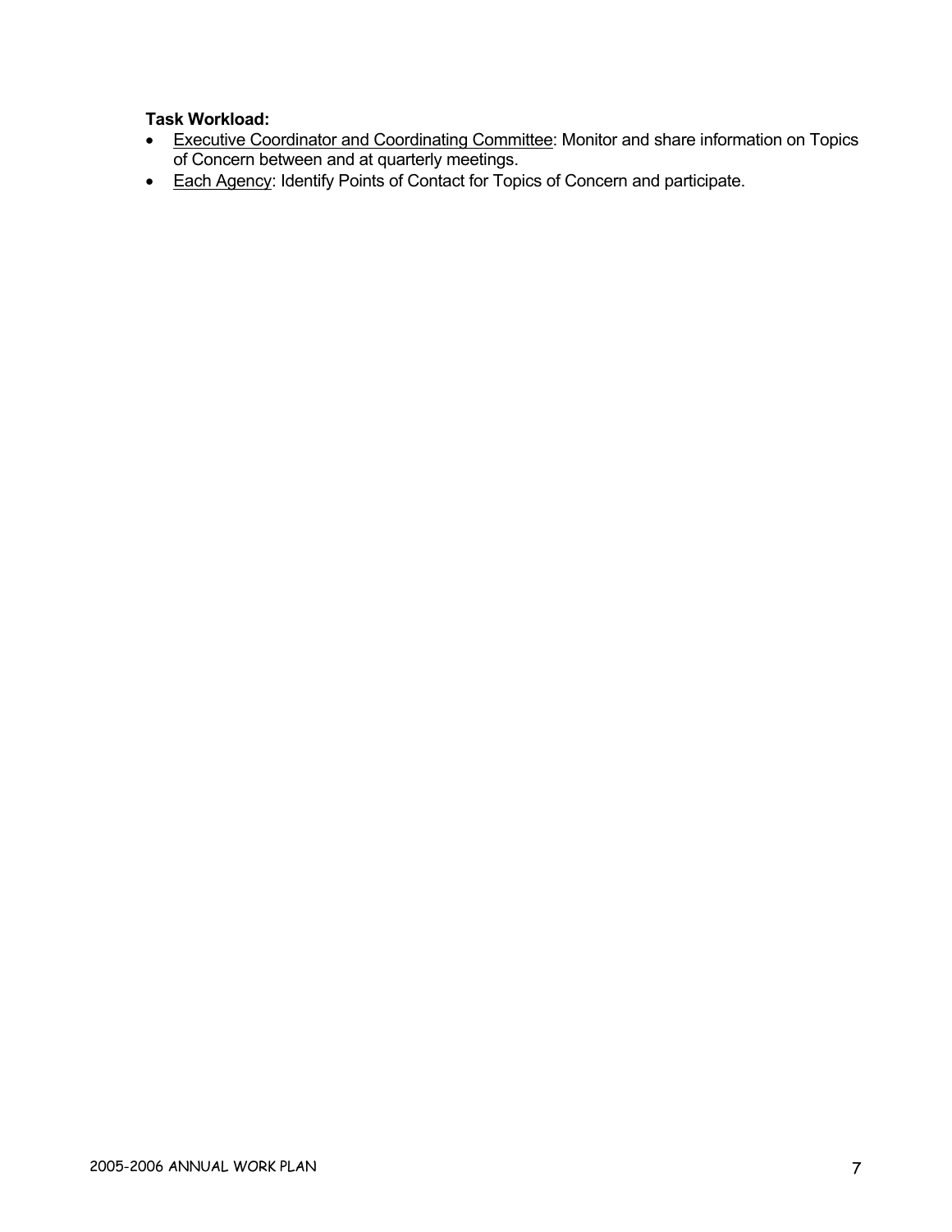**Task Workload:**

- Executive Coordinator and Coordinating Committee: Monitor and share information on Topics of Concern between and at quarterly meetings.
- Each Agency: Identify Points of Contact for Topics of Concern and participate.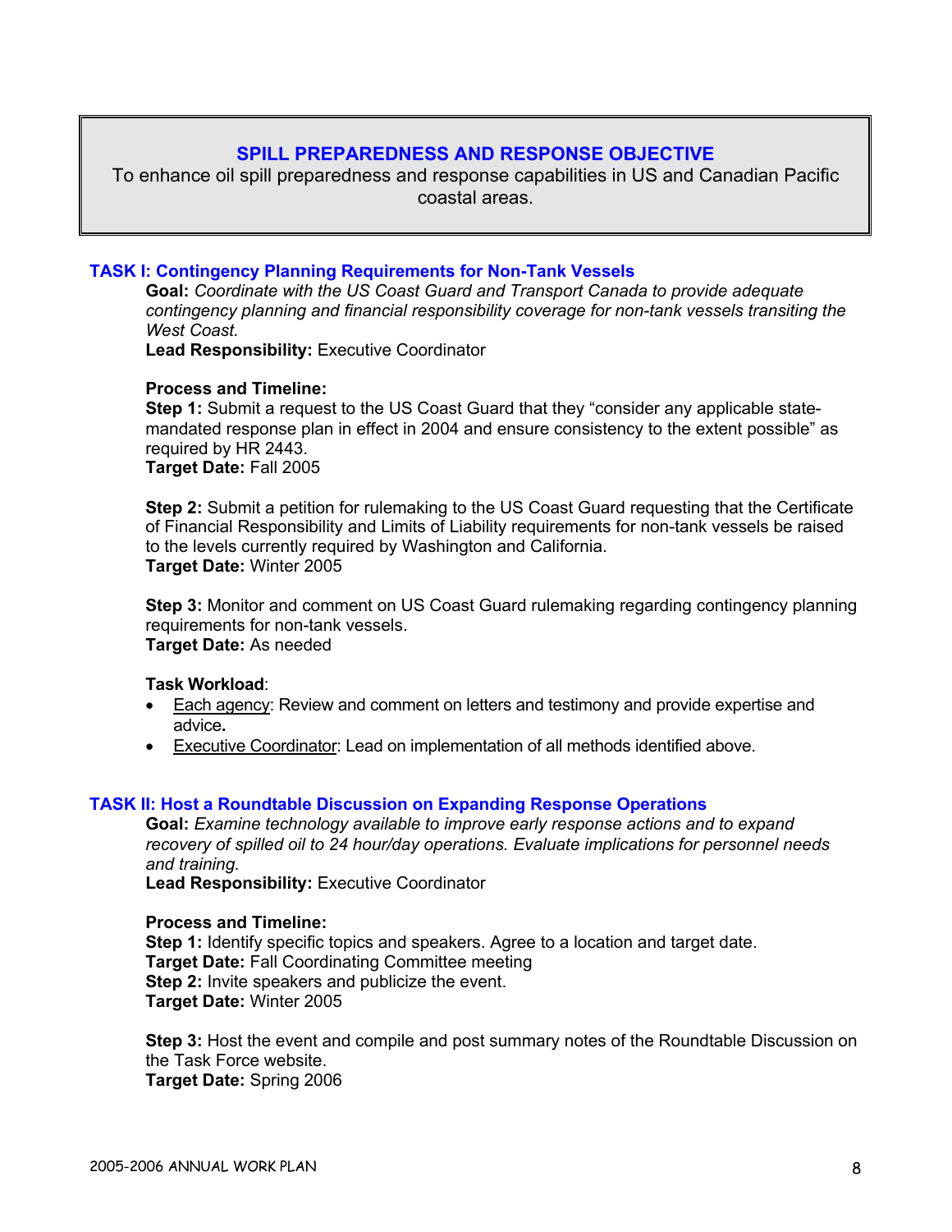## SPILL PREPAREDNESS AND RESPONSE OBJECTIVE

To enhance oil spill preparedness and response capabilities in US and Canadian Pacific coastal areas.

### TASK I: Contingency Planning Requirements for Non-Tank Vessels

**Goal:** *Coordinate with the US Coast Guard and Transport Canada to provide adequate contingency planning and financial responsibility coverage for non-tank vessels transiting the West Coast.*

**Lead Responsibility:** Executive Coordinator

**Process and Timeline:**

**Step 1:** Submit a request to the US Coast Guard that they "consider any applicable state-mandated response plan in effect in 2004 and ensure consistency to the extent possible" as required by HR 2443.
**Target Date:** Fall 2005

**Step 2:** Submit a petition for rulemaking to the US Coast Guard requesting that the Certificate of Financial Responsibility and Limits of Liability requirements for non-tank vessels be raised to the levels currently required by Washington and California.
**Target Date:** Winter 2005

**Step 3:** Monitor and comment on US Coast Guard rulemaking regarding contingency planning requirements for non-tank vessels.
**Target Date:** As needed

**Task Workload**:

- Each agency: Review and comment on letters and testimony and provide expertise and advice**.**
- Executive Coordinator: Lead on implementation of all methods identified above.

### TASK II: Host a Roundtable Discussion on Expanding Response Operations

**Goal:** *Examine technology available to improve early response actions and to expand recovery of spilled oil to 24 hour/day operations. Evaluate implications for personnel needs and training.*

**Lead Responsibility:** Executive Coordinator

**Process and Timeline:**

**Step 1:** Identify specific topics and speakers. Agree to a location and target date.
**Target Date:** Fall Coordinating Committee meeting
**Step 2:** Invite speakers and publicize the event.
**Target Date:** Winter 2005

**Step 3:** Host the event and compile and post summary notes of the Roundtable Discussion on the Task Force website.
**Target Date:** Spring 2006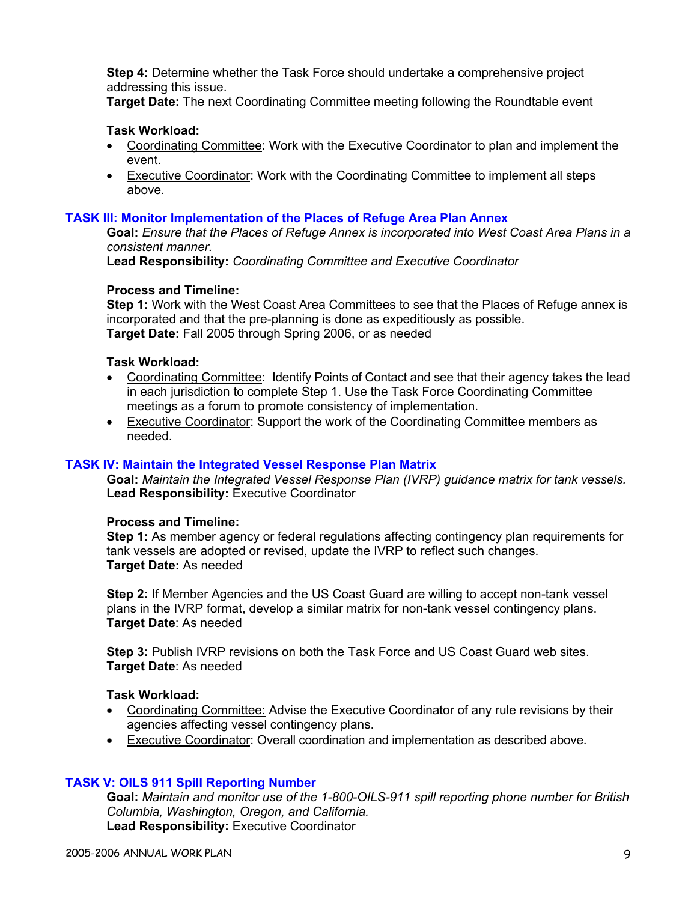**Step 4:** Determine whether the Task Force should undertake a comprehensive project addressing this issue.
**Target Date:** The next Coordinating Committee meeting following the Roundtable event

**Task Workload:**

- Coordinating Committee: Work with the Executive Coordinator to plan and implement the event.
- Executive Coordinator: Work with the Coordinating Committee to implement all steps above.

## TASK III: Monitor Implementation of the Places of Refuge Area Plan Annex

**Goal:** *Ensure that the Places of Refuge Annex is incorporated into West Coast Area Plans in a consistent manner.*
**Lead Responsibility:** *Coordinating Committee and Executive Coordinator*

**Process and Timeline:**
**Step 1:** Work with the West Coast Area Committees to see that the Places of Refuge annex is incorporated and that the pre-planning is done as expeditiously as possible.
**Target Date:** Fall 2005 through Spring 2006, or as needed

**Task Workload:**

- Coordinating Committee: Identify Points of Contact and see that their agency takes the lead in each jurisdiction to complete Step 1. Use the Task Force Coordinating Committee meetings as a forum to promote consistency of implementation.
- Executive Coordinator: Support the work of the Coordinating Committee members as needed.

## TASK IV: Maintain the Integrated Vessel Response Plan Matrix

**Goal:** *Maintain the Integrated Vessel Response Plan (IVRP) guidance matrix for tank vessels.*
**Lead Responsibility:** Executive Coordinator

**Process and Timeline:**
**Step 1:** As member agency or federal regulations affecting contingency plan requirements for tank vessels are adopted or revised, update the IVRP to reflect such changes.
**Target Date:** As needed

**Step 2:** If Member Agencies and the US Coast Guard are willing to accept non-tank vessel plans in the IVRP format, develop a similar matrix for non-tank vessel contingency plans.
**Target Date**: As needed

**Step 3:** Publish IVRP revisions on both the Task Force and US Coast Guard web sites.
**Target Date**: As needed

**Task Workload:**

- Coordinating Committee: Advise the Executive Coordinator of any rule revisions by their agencies affecting vessel contingency plans.
- Executive Coordinator: Overall coordination and implementation as described above.

## TASK V: OILS 911 Spill Reporting Number

**Goal:** *Maintain and monitor use of the 1-800-OILS-911 spill reporting phone number for British Columbia, Washington, Oregon, and California.*
**Lead Responsibility:** Executive Coordinator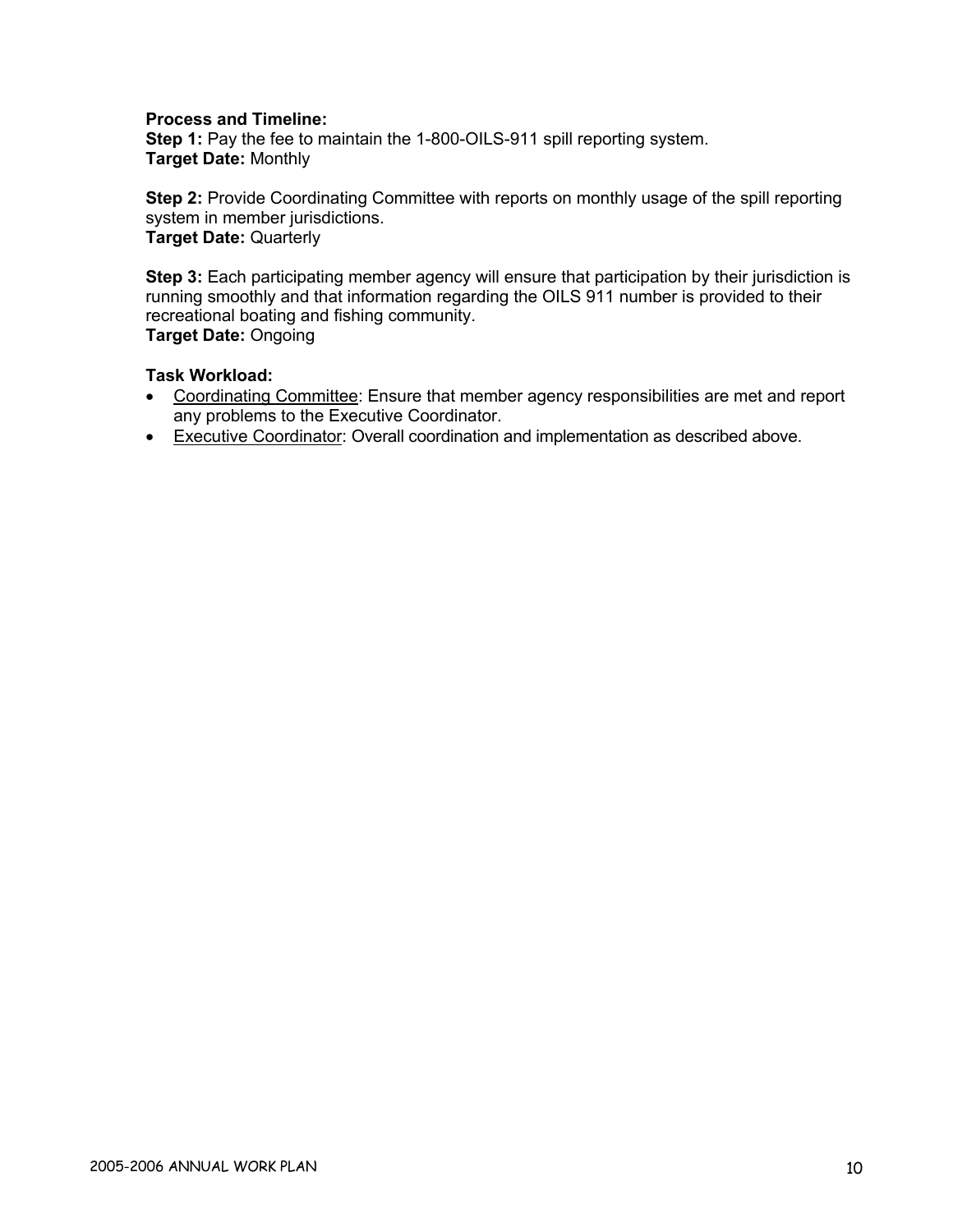**Process and Timeline:**
**Step 1:** Pay the fee to maintain the 1-800-OILS-911 spill reporting system.
**Target Date:** Monthly

**Step 2:** Provide Coordinating Committee with reports on monthly usage of the spill reporting system in member jurisdictions.
**Target Date:** Quarterly

**Step 3:** Each participating member agency will ensure that participation by their jurisdiction is running smoothly and that information regarding the OILS 911 number is provided to their recreational boating and fishing community.
**Target Date:** Ongoing

**Task Workload:**

- Coordinating Committee: Ensure that member agency responsibilities are met and report any problems to the Executive Coordinator.
- Executive Coordinator: Overall coordination and implementation as described above.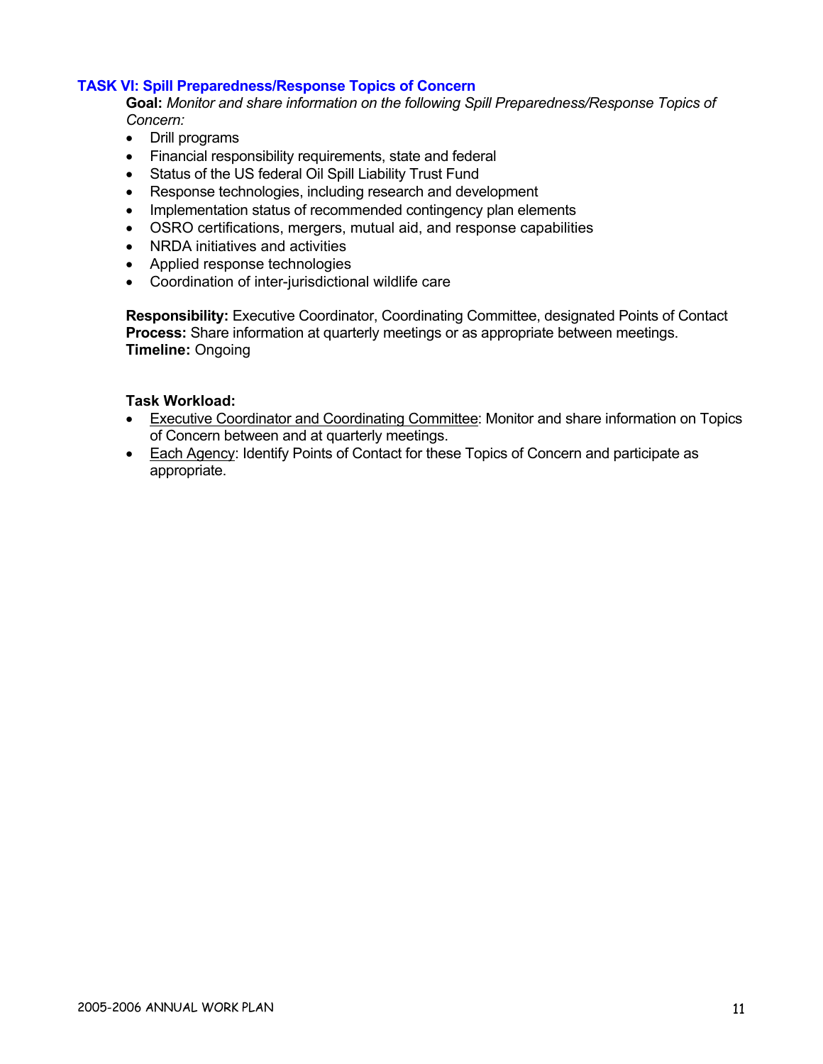## TASK VI: Spill Preparedness/Response Topics of Concern

**Goal:** *Monitor and share information on the following Spill Preparedness/Response Topics of Concern:*

- Drill programs
- Financial responsibility requirements, state and federal
- Status of the US federal Oil Spill Liability Trust Fund
- Response technologies, including research and development
- Implementation status of recommended contingency plan elements
- OSRO certifications, mergers, mutual aid, and response capabilities
- NRDA initiatives and activities
- Applied response technologies
- Coordination of inter-jurisdictional wildlife care

**Responsibility:** Executive Coordinator, Coordinating Committee, designated Points of Contact
**Process:** Share information at quarterly meetings or as appropriate between meetings.
**Timeline:** Ongoing

**Task Workload:**

- Executive Coordinator and Coordinating Committee: Monitor and share information on Topics of Concern between and at quarterly meetings.
- Each Agency: Identify Points of Contact for these Topics of Concern and participate as appropriate.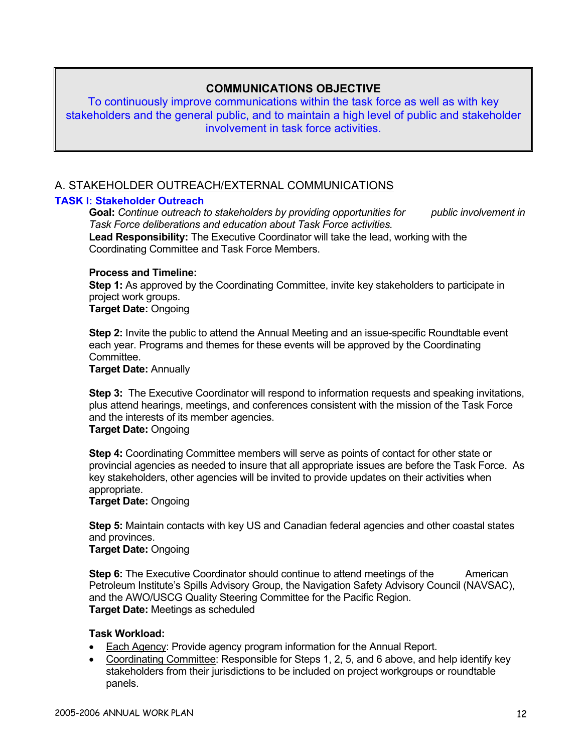**COMMUNICATIONS OBJECTIVE**

To continuously improve communications within the task force as well as with key stakeholders and the general public, and to maintain a high level of public and stakeholder involvement in task force activities.

## A. STAKEHOLDER OUTREACH/EXTERNAL COMMUNICATIONS

### TASK I: Stakeholder Outreach

**Goal:** *Continue outreach to stakeholders by providing opportunities for public involvement in Task Force deliberations and education about Task Force activities.*

**Lead Responsibility:** The Executive Coordinator will take the lead, working with the Coordinating Committee and Task Force Members.

**Process and Timeline:**

**Step 1:** As approved by the Coordinating Committee, invite key stakeholders to participate in project work groups.
**Target Date:** Ongoing

**Step 2:** Invite the public to attend the Annual Meeting and an issue-specific Roundtable event each year. Programs and themes for these events will be approved by the Coordinating Committee.
**Target Date:** Annually

**Step 3:** The Executive Coordinator will respond to information requests and speaking invitations, plus attend hearings, meetings, and conferences consistent with the mission of the Task Force and the interests of its member agencies.
**Target Date:** Ongoing

**Step 4:** Coordinating Committee members will serve as points of contact for other state or provincial agencies as needed to insure that all appropriate issues are before the Task Force. As key stakeholders, other agencies will be invited to provide updates on their activities when appropriate.
**Target Date:** Ongoing

**Step 5:** Maintain contacts with key US and Canadian federal agencies and other coastal states and provinces.
**Target Date:** Ongoing

**Step 6:** The Executive Coordinator should continue to attend meetings of the American Petroleum Institute's Spills Advisory Group, the Navigation Safety Advisory Council (NAVSAC), and the AWO/USCG Quality Steering Committee for the Pacific Region.
**Target Date:** Meetings as scheduled

**Task Workload:**

- Each Agency: Provide agency program information for the Annual Report.
- Coordinating Committee: Responsible for Steps 1, 2, 5, and 6 above, and help identify key stakeholders from their jurisdictions to be included on project workgroups or roundtable panels.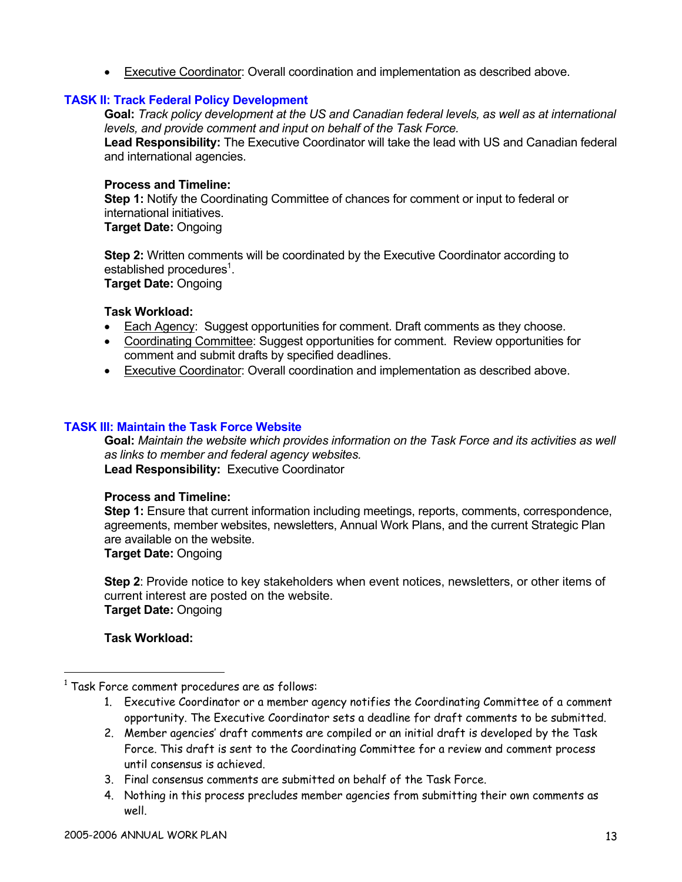- Executive Coordinator: Overall coordination and implementation as described above.

## TASK II: Track Federal Policy Development

**Goal:** *Track policy development at the US and Canadian federal levels, as well as at international levels, and provide comment and input on behalf of the Task Force.*
**Lead Responsibility:** The Executive Coordinator will take the lead with US and Canadian federal and international agencies.

**Process and Timeline:**
**Step 1:** Notify the Coordinating Committee of chances for comment or input to federal or international initiatives.
**Target Date:** Ongoing

**Step 2:** Written comments will be coordinated by the Executive Coordinator according to established procedures[1].
**Target Date:** Ongoing

**Task Workload:**

- Each Agency: Suggest opportunities for comment. Draft comments as they choose.
- Coordinating Committee: Suggest opportunities for comment. Review opportunities for comment and submit drafts by specified deadlines.
- Executive Coordinator: Overall coordination and implementation as described above.

## TASK III: Maintain the Task Force Website

**Goal:** *Maintain the website which provides information on the Task Force and its activities as well as links to member and federal agency websites.*
**Lead Responsibility:** Executive Coordinator

**Process and Timeline:**
**Step 1:** Ensure that current information including meetings, reports, comments, correspondence, agreements, member websites, newsletters, Annual Work Plans, and the current Strategic Plan are available on the website.
**Target Date:** Ongoing

**Step 2**: Provide notice to key stakeholders when event notices, newsletters, or other items of current interest are posted on the website.
**Target Date:** Ongoing

**Task Workload:**

---

[1] Task Force comment procedures are as follows:

1. Executive Coordinator or a member agency notifies the Coordinating Committee of a comment opportunity. The Executive Coordinator sets a deadline for draft comments to be submitted.
2. Member agencies' draft comments are compiled or an initial draft is developed by the Task Force. This draft is sent to the Coordinating Committee for a review and comment process until consensus is achieved.
3. Final consensus comments are submitted on behalf of the Task Force.
4. Nothing in this process precludes member agencies from submitting their own comments as well.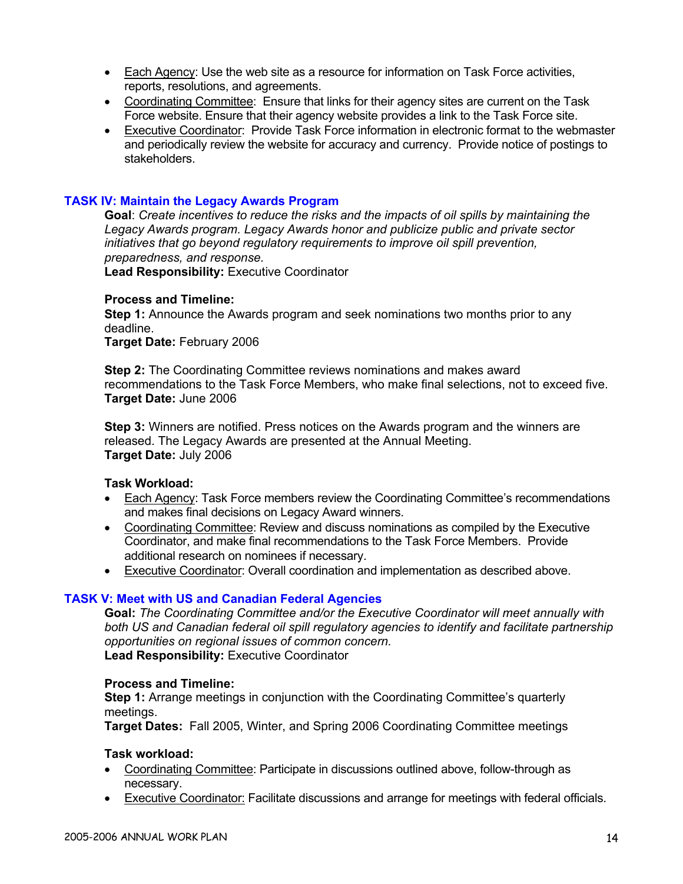- Each Agency: Use the web site as a resource for information on Task Force activities, reports, resolutions, and agreements.
- Coordinating Committee: Ensure that links for their agency sites are current on the Task Force website. Ensure that their agency website provides a link to the Task Force site.
- Executive Coordinator: Provide Task Force information in electronic format to the webmaster and periodically review the website for accuracy and currency. Provide notice of postings to stakeholders.

## TASK IV: Maintain the Legacy Awards Program

**Goal**: *Create incentives to reduce the risks and the impacts of oil spills by maintaining the Legacy Awards program. Legacy Awards honor and publicize public and private sector initiatives that go beyond regulatory requirements to improve oil spill prevention, preparedness, and response.*
**Lead Responsibility:** Executive Coordinator

**Process and Timeline:**
**Step 1:** Announce the Awards program and seek nominations two months prior to any deadline.
**Target Date:** February 2006

**Step 2:** The Coordinating Committee reviews nominations and makes award recommendations to the Task Force Members, who make final selections, not to exceed five.
**Target Date:** June 2006

**Step 3:** Winners are notified. Press notices on the Awards program and the winners are released. The Legacy Awards are presented at the Annual Meeting.
**Target Date:** July 2006

**Task Workload:**
- Each Agency: Task Force members review the Coordinating Committee's recommendations and makes final decisions on Legacy Award winners.
- Coordinating Committee: Review and discuss nominations as compiled by the Executive Coordinator, and make final recommendations to the Task Force Members. Provide additional research on nominees if necessary.
- Executive Coordinator: Overall coordination and implementation as described above.

## TASK V: Meet with US and Canadian Federal Agencies

**Goal:** *The Coordinating Committee and/or the Executive Coordinator will meet annually with both US and Canadian federal oil spill regulatory agencies to identify and facilitate partnership opportunities on regional issues of common concern.*
**Lead Responsibility:** Executive Coordinator

**Process and Timeline:**
**Step 1:** Arrange meetings in conjunction with the Coordinating Committee's quarterly meetings.
**Target Dates:** Fall 2005, Winter, and Spring 2006 Coordinating Committee meetings

**Task workload:**
- Coordinating Committee: Participate in discussions outlined above, follow-through as necessary.
- Executive Coordinator: Facilitate discussions and arrange for meetings with federal officials.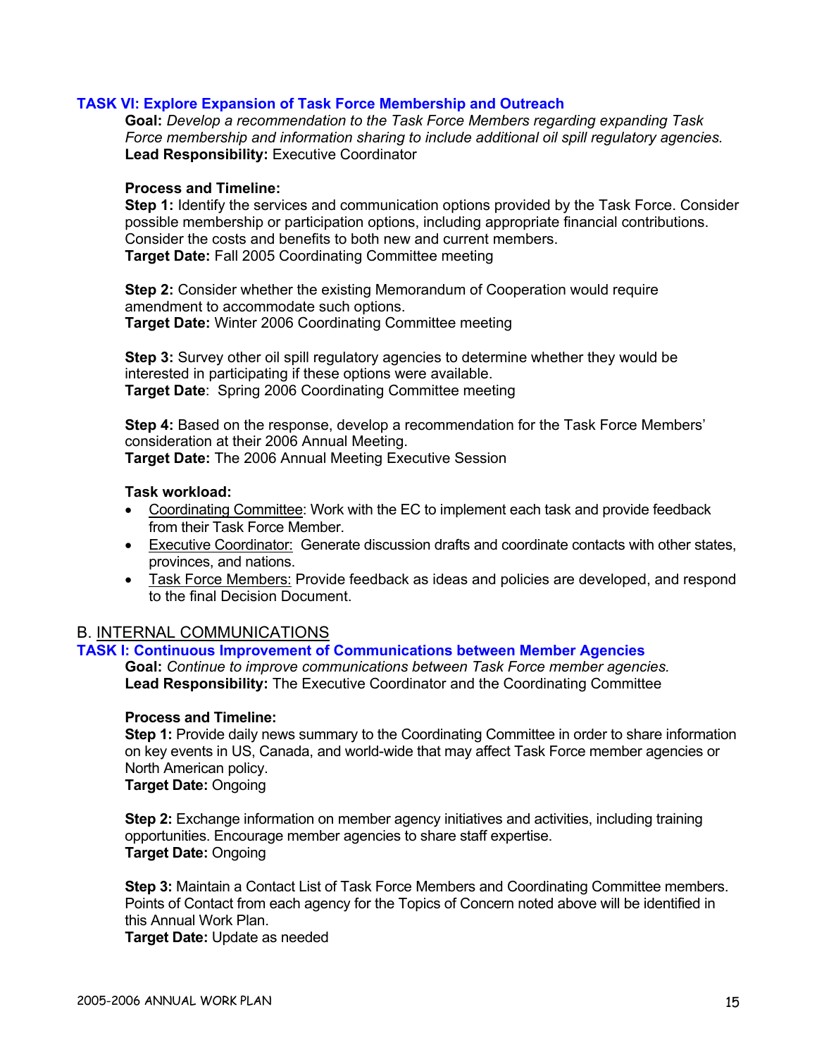### TASK VI: Explore Expansion of Task Force Membership and Outreach

**Goal:** *Develop a recommendation to the Task Force Members regarding expanding Task Force membership and information sharing to include additional oil spill regulatory agencies.*
**Lead Responsibility:** Executive Coordinator

**Process and Timeline:**

**Step 1:** Identify the services and communication options provided by the Task Force. Consider possible membership or participation options, including appropriate financial contributions. Consider the costs and benefits to both new and current members.
**Target Date:** Fall 2005 Coordinating Committee meeting

**Step 2:** Consider whether the existing Memorandum of Cooperation would require amendment to accommodate such options.
**Target Date:** Winter 2006 Coordinating Committee meeting

**Step 3:** Survey other oil spill regulatory agencies to determine whether they would be interested in participating if these options were available.
**Target Date**: Spring 2006 Coordinating Committee meeting

**Step 4:** Based on the response, develop a recommendation for the Task Force Members' consideration at their 2006 Annual Meeting.
**Target Date:** The 2006 Annual Meeting Executive Session

**Task workload:**

- Coordinating Committee: Work with the EC to implement each task and provide feedback from their Task Force Member.
- Executive Coordinator: Generate discussion drafts and coordinate contacts with other states, provinces, and nations.
- Task Force Members: Provide feedback as ideas and policies are developed, and respond to the final Decision Document.

## B. INTERNAL COMMUNICATIONS

### TASK I: Continuous Improvement of Communications between Member Agencies

**Goal:** *Continue to improve communications between Task Force member agencies.*
**Lead Responsibility:** The Executive Coordinator and the Coordinating Committee

**Process and Timeline:**

**Step 1:** Provide daily news summary to the Coordinating Committee in order to share information on key events in US, Canada, and world-wide that may affect Task Force member agencies or North American policy.
**Target Date:** Ongoing

**Step 2:** Exchange information on member agency initiatives and activities, including training opportunities. Encourage member agencies to share staff expertise.
**Target Date:** Ongoing

**Step 3:** Maintain a Contact List of Task Force Members and Coordinating Committee members. Points of Contact from each agency for the Topics of Concern noted above will be identified in this Annual Work Plan.
**Target Date:** Update as needed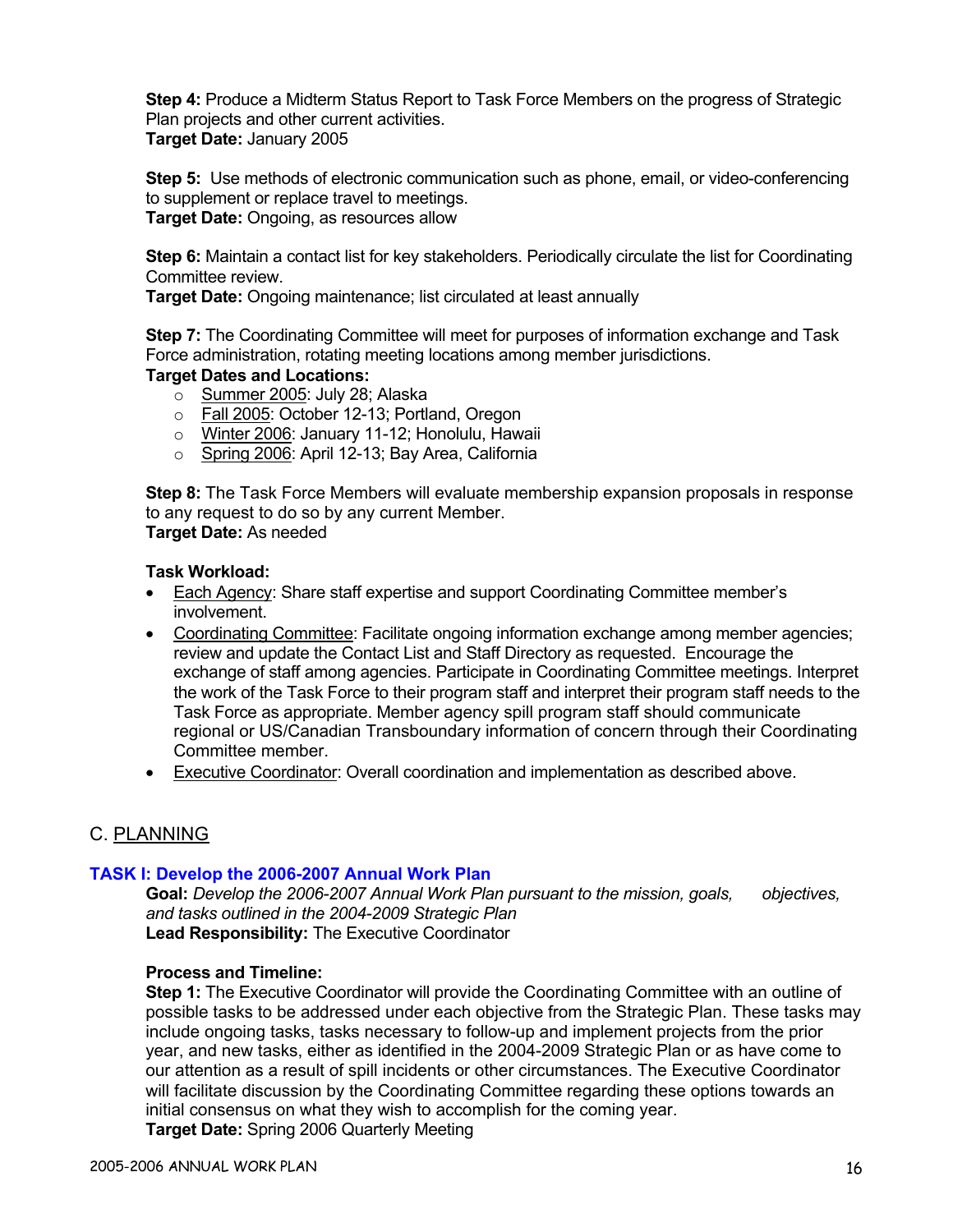**Step 4:** Produce a Midterm Status Report to Task Force Members on the progress of Strategic Plan projects and other current activities.
**Target Date:** January 2005

**Step 5:** Use methods of electronic communication such as phone, email, or video-conferencing to supplement or replace travel to meetings.
**Target Date:** Ongoing, as resources allow

**Step 6:** Maintain a contact list for key stakeholders. Periodically circulate the list for Coordinating Committee review.
**Target Date:** Ongoing maintenance; list circulated at least annually

**Step 7:** The Coordinating Committee will meet for purposes of information exchange and Task Force administration, rotating meeting locations among member jurisdictions.
**Target Dates and Locations:**

- Summer 2005: July 28; Alaska
- Fall 2005: October 12-13; Portland, Oregon
- Winter 2006: January 11-12; Honolulu, Hawaii
- Spring 2006: April 12-13; Bay Area, California

**Step 8:** The Task Force Members will evaluate membership expansion proposals in response to any request to do so by any current Member.
**Target Date:** As needed

**Task Workload:**

- Each Agency: Share staff expertise and support Coordinating Committee member's involvement.
- Coordinating Committee: Facilitate ongoing information exchange among member agencies; review and update the Contact List and Staff Directory as requested. Encourage the exchange of staff among agencies. Participate in Coordinating Committee meetings. Interpret the work of the Task Force to their program staff and interpret their program staff needs to the Task Force as appropriate. Member agency spill program staff should communicate regional or US/Canadian Transboundary information of concern through their Coordinating Committee member.
- Executive Coordinator: Overall coordination and implementation as described above.

## C. PLANNING

### TASK I: Develop the 2006-2007 Annual Work Plan

**Goal:** *Develop the 2006-2007 Annual Work Plan pursuant to the mission, goals, objectives, and tasks outlined in the 2004-2009 Strategic Plan*
**Lead Responsibility:** The Executive Coordinator

**Process and Timeline:**
**Step 1:** The Executive Coordinator will provide the Coordinating Committee with an outline of possible tasks to be addressed under each objective from the Strategic Plan. These tasks may include ongoing tasks, tasks necessary to follow-up and implement projects from the prior year, and new tasks, either as identified in the 2004-2009 Strategic Plan or as have come to our attention as a result of spill incidents or other circumstances. The Executive Coordinator will facilitate discussion by the Coordinating Committee regarding these options towards an initial consensus on what they wish to accomplish for the coming year.
**Target Date:** Spring 2006 Quarterly Meeting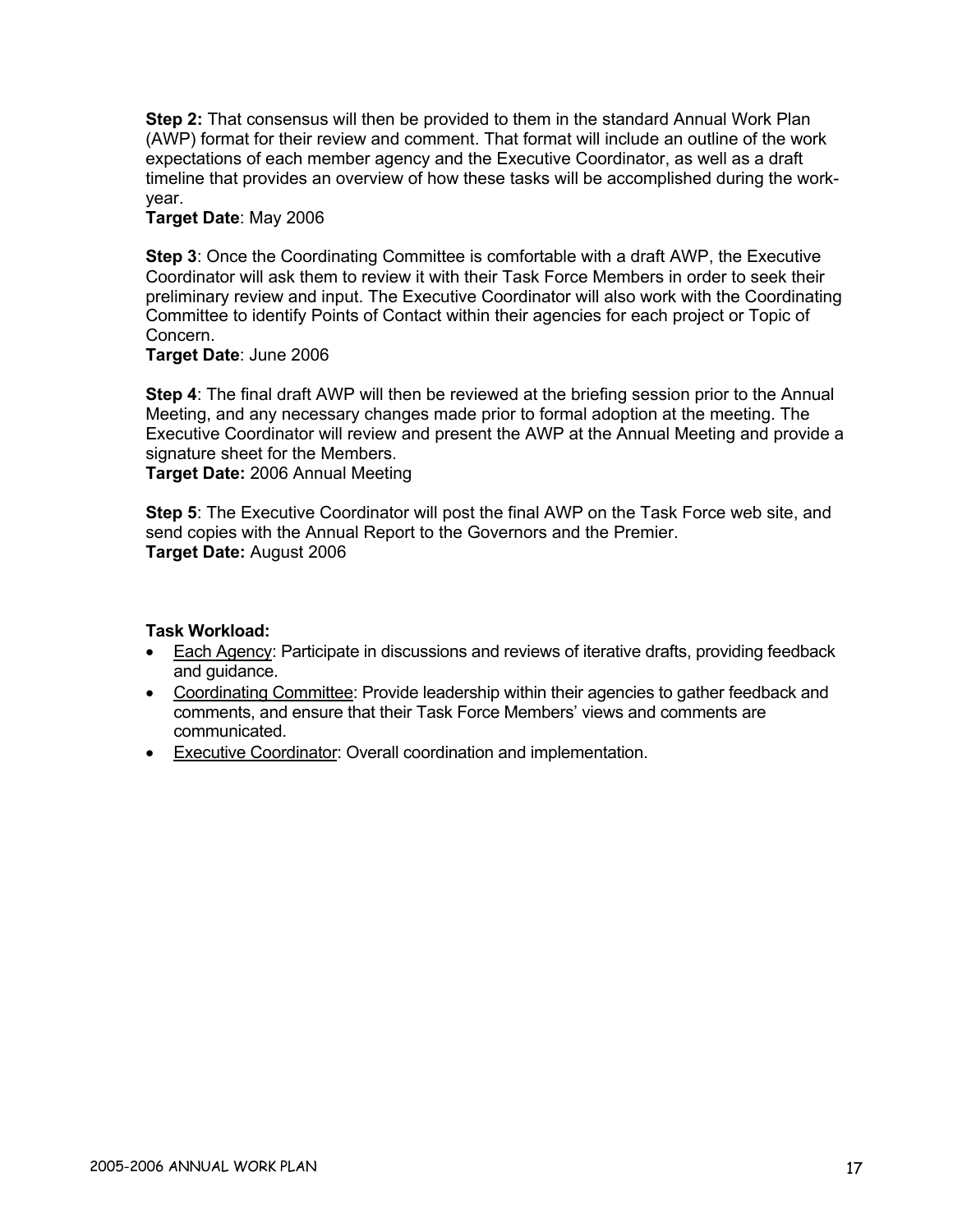**Step 2:** That consensus will then be provided to them in the standard Annual Work Plan (AWP) format for their review and comment. That format will include an outline of the work expectations of each member agency and the Executive Coordinator, as well as a draft timeline that provides an overview of how these tasks will be accomplished during the work-year.
**Target Date**: May 2006

**Step 3**: Once the Coordinating Committee is comfortable with a draft AWP, the Executive Coordinator will ask them to review it with their Task Force Members in order to seek their preliminary review and input. The Executive Coordinator will also work with the Coordinating Committee to identify Points of Contact within their agencies for each project or Topic of Concern.
**Target Date**: June 2006

**Step 4**: The final draft AWP will then be reviewed at the briefing session prior to the Annual Meeting, and any necessary changes made prior to formal adoption at the meeting. The Executive Coordinator will review and present the AWP at the Annual Meeting and provide a signature sheet for the Members.
**Target Date:** 2006 Annual Meeting

**Step 5**: The Executive Coordinator will post the final AWP on the Task Force web site, and send copies with the Annual Report to the Governors and the Premier.
**Target Date:** August 2006

**Task Workload:**

- Each Agency: Participate in discussions and reviews of iterative drafts, providing feedback and guidance.
- Coordinating Committee: Provide leadership within their agencies to gather feedback and comments, and ensure that their Task Force Members' views and comments are communicated.
- Executive Coordinator: Overall coordination and implementation.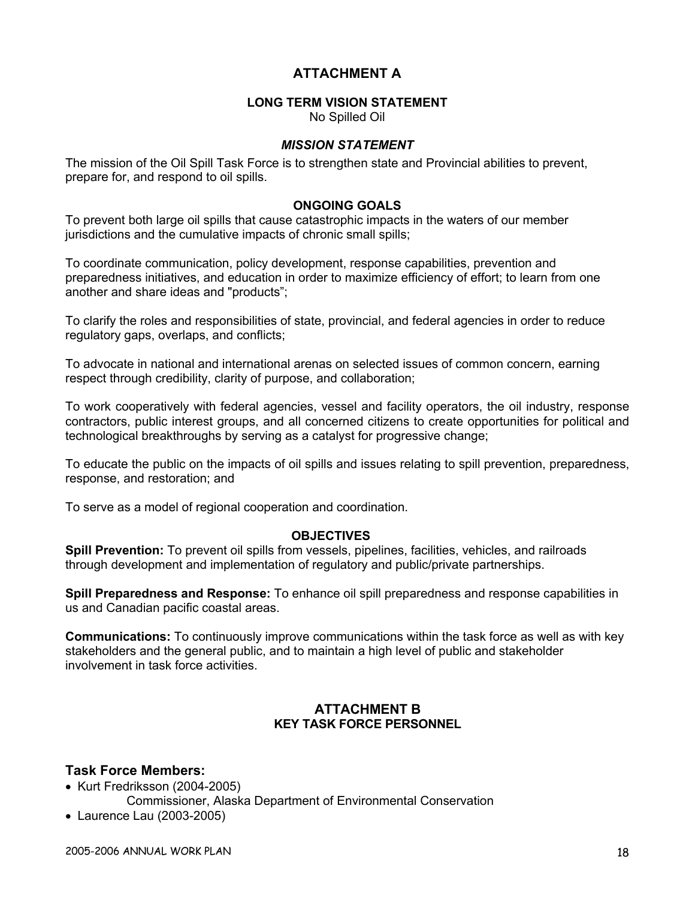# ATTACHMENT A

### LONG TERM VISION STATEMENT

No Spilled Oil

### *MISSION STATEMENT*

The mission of the Oil Spill Task Force is to strengthen state and Provincial abilities to prevent, prepare for, and respond to oil spills.

### ONGOING GOALS

To prevent both large oil spills that cause catastrophic impacts in the waters of our member jurisdictions and the cumulative impacts of chronic small spills;

To coordinate communication, policy development, response capabilities, prevention and preparedness initiatives, and education in order to maximize efficiency of effort; to learn from one another and share ideas and "products";

To clarify the roles and responsibilities of state, provincial, and federal agencies in order to reduce regulatory gaps, overlaps, and conflicts;

To advocate in national and international arenas on selected issues of common concern, earning respect through credibility, clarity of purpose, and collaboration;

To work cooperatively with federal agencies, vessel and facility operators, the oil industry, response contractors, public interest groups, and all concerned citizens to create opportunities for political and technological breakthroughs by serving as a catalyst for progressive change;

To educate the public on the impacts of oil spills and issues relating to spill prevention, preparedness, response, and restoration; and

To serve as a model of regional cooperation and coordination.

### OBJECTIVES

**Spill Prevention:** To prevent oil spills from vessels, pipelines, facilities, vehicles, and railroads through development and implementation of regulatory and public/private partnerships.

**Spill Preparedness and Response:** To enhance oil spill preparedness and response capabilities in us and Canadian pacific coastal areas.

**Communications:** To continuously improve communications within the task force as well as with key stakeholders and the general public, and to maintain a high level of public and stakeholder involvement in task force activities.

# ATTACHMENT B

### KEY TASK FORCE PERSONNEL

## Task Force Members:

- Kurt Fredriksson (2004-2005)
  Commissioner, Alaska Department of Environmental Conservation
- Laurence Lau (2003-2005)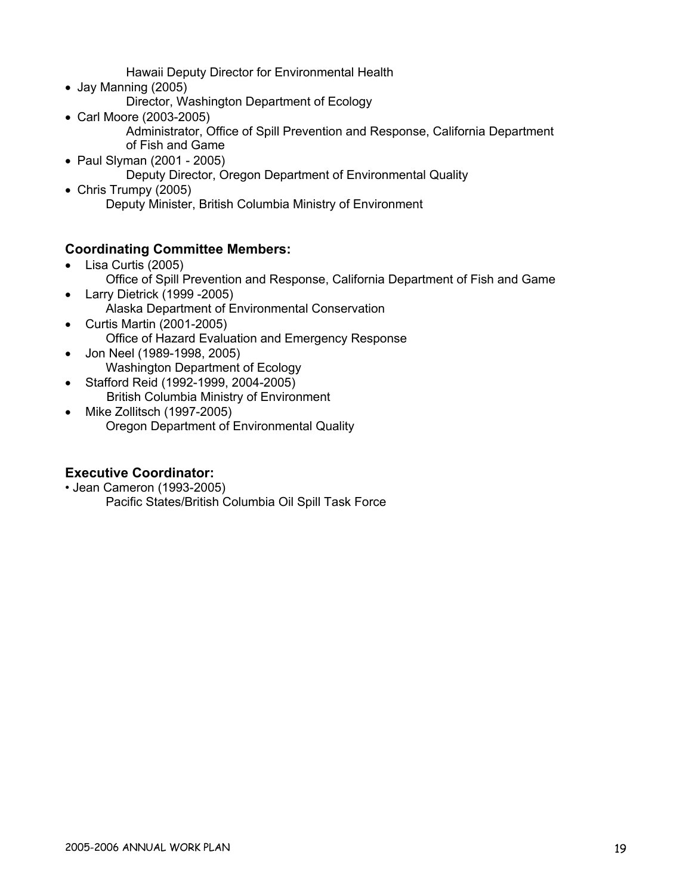Hawaii Deputy Director for Environmental Health

- Jay Manning (2005)
  Director, Washington Department of Ecology
- Carl Moore (2003-2005)
  Administrator, Office of Spill Prevention and Response, California Department of Fish and Game
- Paul Slyman (2001 - 2005)
  Deputy Director, Oregon Department of Environmental Quality
- Chris Trumpy (2005)
  Deputy Minister, British Columbia Ministry of Environment

### Coordinating Committee Members:

- Lisa Curtis (2005)
  Office of Spill Prevention and Response, California Department of Fish and Game
- Larry Dietrick (1999 -2005)
  Alaska Department of Environmental Conservation
- Curtis Martin (2001-2005)
  Office of Hazard Evaluation and Emergency Response
- Jon Neel (1989-1998, 2005)
  Washington Department of Ecology
- Stafford Reid (1992-1999, 2004-2005)
  British Columbia Ministry of Environment
- Mike Zollitsch (1997-2005)
  Oregon Department of Environmental Quality

### Executive Coordinator:

- Jean Cameron (1993-2005)
  Pacific States/British Columbia Oil Spill Task Force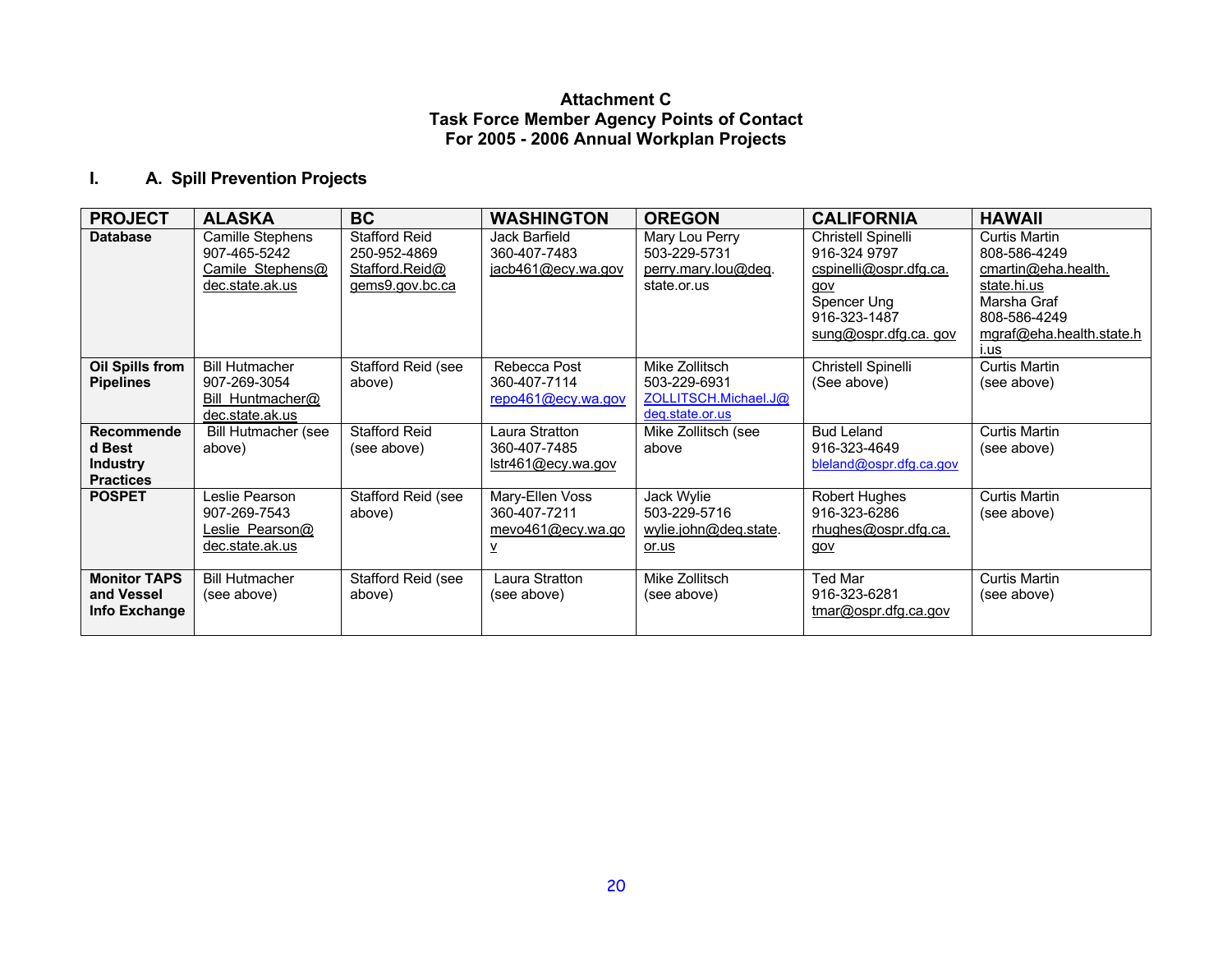**Attachment C**
**Task Force Member Agency Points of Contact**
**For 2005 - 2006 Annual Workplan Projects**

## I. A. Spill Prevention Projects

| PROJECT | ALASKA | BC | WASHINGTON | OREGON | CALIFORNIA | HAWAII |
|---|---|---|---|---|---|---|
| **Database** | Camille Stephens 907-465-5242 Camile_Stephens@dec.state.ak.us | Stafford Reid 250-952-4869 Stafford.Reid@gems9.gov.bc.ca | Jack Barfield 360-407-7483 jacb461@ecy.wa.gov | Mary Lou Perry 503-229-5731 perry.mary.lou@deq.state.or.us | Christell Spinelli 916-324 9797 cspinelli@ospr.dfg.ca.gov Spencer Ung 916-323-1487 sung@ospr.dfg.ca. gov | Curtis Martin 808-586-4249 cmartin@eha.health.state.hi.us Marsha Graf 808-586-4249 mgraf@eha.health.state.hi.us |
| **Oil Spills from Pipelines** | Bill Hutmacher 907-269-3054 Bill_Huntmacher@dec.state.ak.us | Stafford Reid (see above) | Rebecca Post 360-407-7114 repo461@ecy.wa.gov | Mike Zollitsch 503-229-6931 ZOLLITSCH.Michael.J@deq.state.or.us | Christell Spinelli (See above) | Curtis Martin (see above) |
| **Recommended Best Industry Practices** | Bill Hutmacher (see above) | Stafford Reid (see above) | Laura Stratton 360-407-7485 lstr461@ecy.wa.gov | Mike Zollitsch (see above | Bud Leland 916-323-4649 bleland@ospr.dfg.ca.gov | Curtis Martin (see above) |
| **POSPET** | Leslie Pearson 907-269-7543 Leslie_Pearson@dec.state.ak.us | Stafford Reid (see above) | Mary-Ellen Voss 360-407-7211 mevo461@ecy.wa.gov | Jack Wylie 503-229-5716 wylie.john@deq.state.or.us | Robert Hughes 916-323-6286 rhughes@ospr.dfg.ca.gov | Curtis Martin (see above) |
| **Monitor TAPS and Vessel Info Exchange** | Bill Hutmacher (see above) | Stafford Reid (see above) | Laura Stratton (see above) | Mike Zollitsch (see above) | Ted Mar 916-323-6281 tmar@ospr.dfg.ca.gov | Curtis Martin (see above) |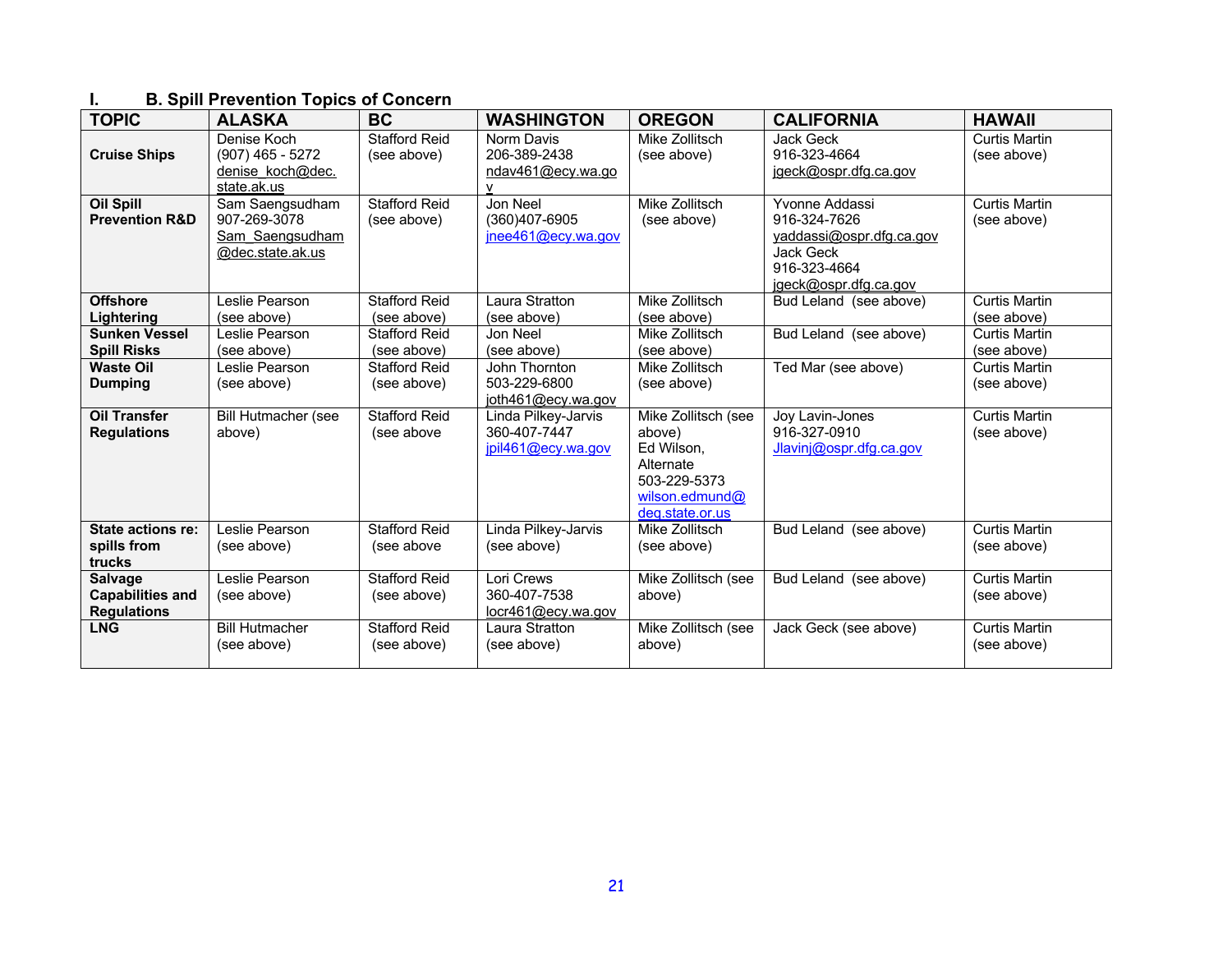## I. B. Spill Prevention Topics of Concern

| TOPIC | ALASKA | BC | WASHINGTON | OREGON | CALIFORNIA | HAWAII |
|---|---|---|---|---|---|---|
| **Cruise Ships** | Denise Koch (907) 465 - 5272 denise_koch@dec.state.ak.us | Stafford Reid (see above) | Norm Davis 206-389-2438 ndav461@ecy.wa.gov | Mike Zollitsch (see above) | Jack Geck 916-323-4664 jgeck@ospr.dfg.ca.gov | Curtis Martin (see above) |
| **Oil Spill Prevention R&D** | Sam Saengsudham 907-269-3078 Sam_Saengsudham@dec.state.ak.us | Stafford Reid (see above) | Jon Neel (360)407-6905 jnee461@ecy.wa.gov | Mike Zollitsch (see above) | Yvonne Addassi 916-324-7626 yaddassi@ospr.dfg.ca.gov Jack Geck 916-323-4664 jgeck@ospr.dfg.ca.gov | Curtis Martin (see above) |
| **Offshore Lightering** | Leslie Pearson (see above) | Stafford Reid (see above) | Laura Stratton (see above) | Mike Zollitsch (see above) | Bud Leland (see above) | Curtis Martin (see above) |
| **Sunken Vessel Spill Risks** | Leslie Pearson (see above) | Stafford Reid (see above) | Jon Neel (see above) | Mike Zollitsch (see above) | Bud Leland (see above) | Curtis Martin (see above) |
| **Waste Oil Dumping** | Leslie Pearson (see above) | Stafford Reid (see above) | John Thornton 503-229-6800 joth461@ecy.wa.gov | Mike Zollitsch (see above) | Ted Mar (see above) | Curtis Martin (see above) |
| **Oil Transfer Regulations** | Bill Hutmacher (see above) | Stafford Reid (see above | Linda Pilkey-Jarvis 360-407-7447 jpil461@ecy.wa.gov | Mike Zollitsch (see above) Ed Wilson, Alternate 503-229-5373 wilson.edmund@deq.state.or.us | Joy Lavin-Jones 916-327-0910 Jlavinj@ospr.dfg.ca.gov | Curtis Martin (see above) |
| **State actions re: spills from trucks** | Leslie Pearson (see above) | Stafford Reid (see above | Linda Pilkey-Jarvis (see above) | Mike Zollitsch (see above) | Bud Leland (see above) | Curtis Martin (see above) |
| **Salvage Capabilities and Regulations** | Leslie Pearson (see above) | Stafford Reid (see above) | Lori Crews 360-407-7538 locr461@ecy.wa.gov | Mike Zollitsch (see above) | Bud Leland (see above) | Curtis Martin (see above) |
| **LNG** | Bill Hutmacher (see above) | Stafford Reid (see above) | Laura Stratton (see above) | Mike Zollitsch (see above) | Jack Geck (see above) | Curtis Martin (see above) |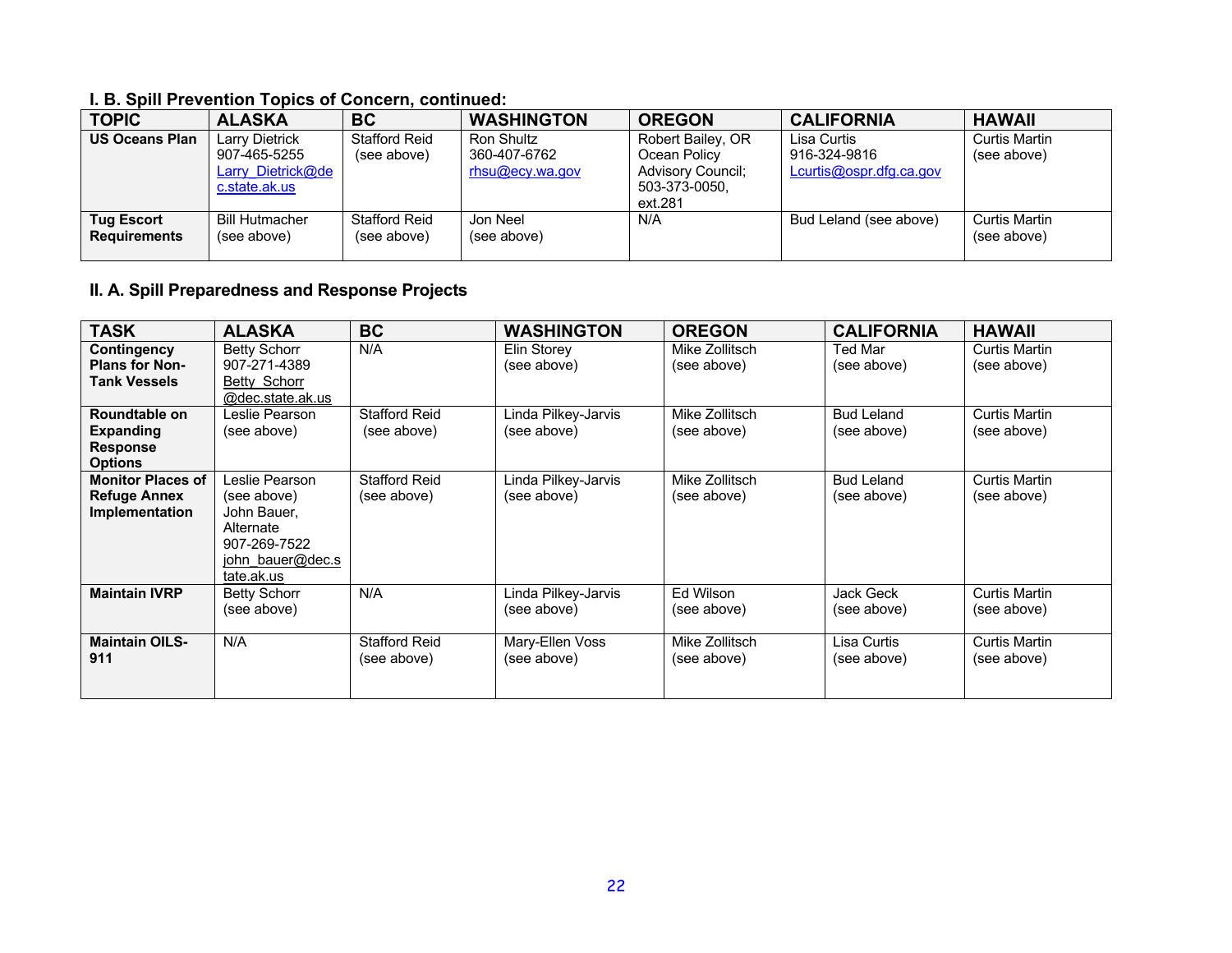### I. B. Spill Prevention Topics of Concern, continued:

| TOPIC | ALASKA | BC | WASHINGTON | OREGON | CALIFORNIA | HAWAII |
|---|---|---|---|---|---|---|
| **US Oceans Plan** | Larry Dietrick 907-465-5255 Larry_Dietrick@dec.state.ak.us | Stafford Reid (see above) | Ron Shultz 360-407-6762 rhsu@ecy.wa.gov | Robert Bailey, OR Ocean Policy Advisory Council; 503-373-0050, ext.281 | Lisa Curtis 916-324-9816 Lcurtis@ospr.dfg.ca.gov | Curtis Martin (see above) |
| **Tug Escort Requirements** | Bill Hutmacher (see above) | Stafford Reid (see above) | Jon Neel (see above) | N/A | Bud Leland (see above) | Curtis Martin (see above) |

### II. A. Spill Preparedness and Response Projects

| TASK | ALASKA | BC | WASHINGTON | OREGON | CALIFORNIA | HAWAII |
|---|---|---|---|---|---|---|
| **Contingency Plans for Non-Tank Vessels** | Betty Schorr 907-271-4389 Betty_Schorr@dec.state.ak.us | N/A | Elin Storey (see above) | Mike Zollitsch (see above) | Ted Mar (see above) | Curtis Martin (see above) |
| **Roundtable on Expanding Response Options** | Leslie Pearson (see above) | Stafford Reid (see above) | Linda Pilkey-Jarvis (see above) | Mike Zollitsch (see above) | Bud Leland (see above) | Curtis Martin (see above) |
| **Monitor Places of Refuge Annex Implementation** | Leslie Pearson (see above) John Bauer, Alternate 907-269-7522 john_bauer@dec.state.ak.us | Stafford Reid (see above) | Linda Pilkey-Jarvis (see above) | Mike Zollitsch (see above) | Bud Leland (see above) | Curtis Martin (see above) |
| **Maintain IVRP** | Betty Schorr (see above) | N/A | Linda Pilkey-Jarvis (see above) | Ed Wilson (see above) | Jack Geck (see above) | Curtis Martin (see above) |
| **Maintain OILS-911** | N/A | Stafford Reid (see above) | Mary-Ellen Voss (see above) | Mike Zollitsch (see above) | Lisa Curtis (see above) | Curtis Martin (see above) |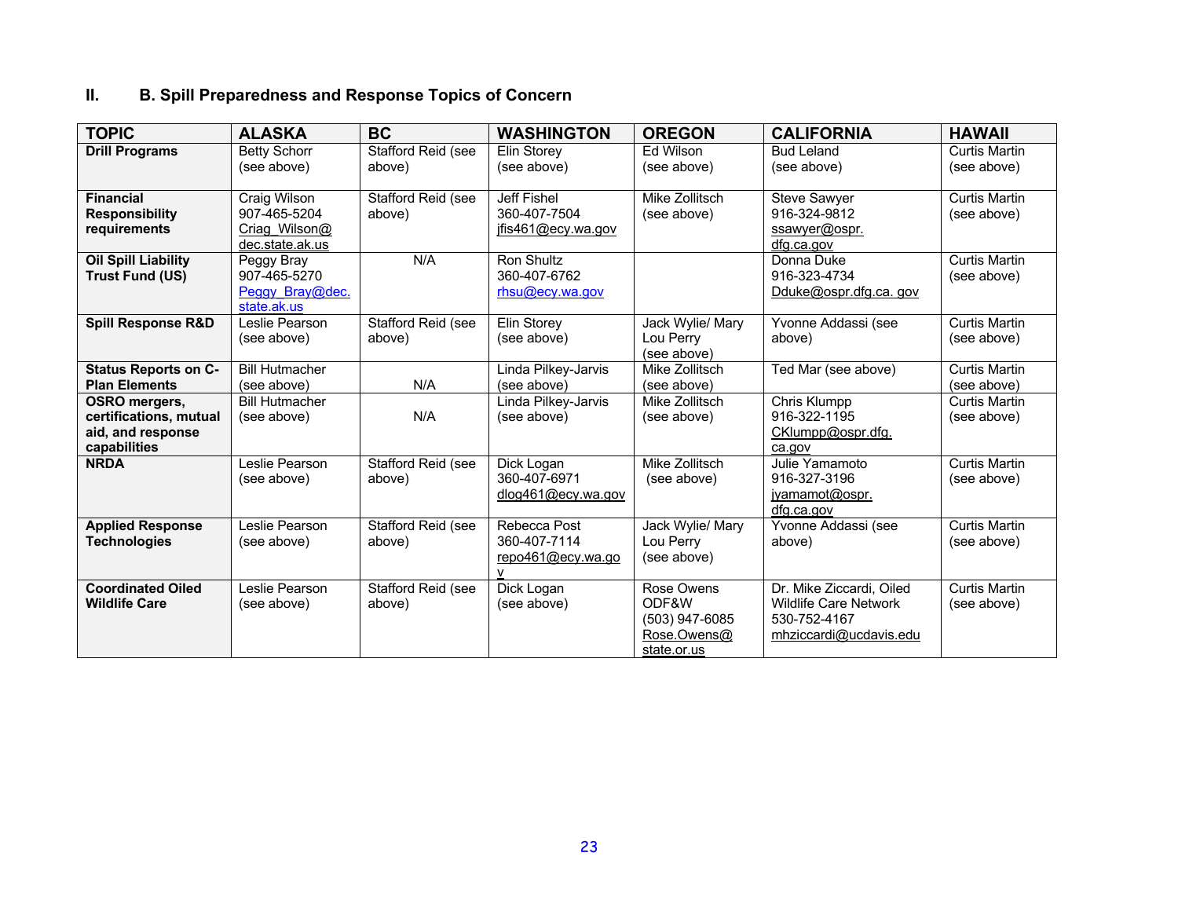## II. B. Spill Preparedness and Response Topics of Concern

| TOPIC | ALASKA | BC | WASHINGTON | OREGON | CALIFORNIA | HAWAII |
|---|---|---|---|---|---|---|
| **Drill Programs** | Betty Schorr (see above) | Stafford Reid (see above) | Elin Storey (see above) | Ed Wilson (see above) | Bud Leland (see above) | Curtis Martin (see above) |
| **Financial Responsibility requirements** | Craig Wilson 907-465-5204 Criag_Wilson@ dec.state.ak.us | Stafford Reid (see above) | Jeff Fishel 360-407-7504 jfis461@ecy.wa.gov | Mike Zollitsch (see above) | Steve Sawyer 916-324-9812 ssawyer@ospr. dfg.ca.gov | Curtis Martin (see above) |
| **Oil Spill Liability Trust Fund (US)** | Peggy Bray 907-465-5270 Peggy_Bray@dec. state.ak.us | N/A | Ron Shultz 360-407-6762 rhsu@ecy.wa.gov | | Donna Duke 916-323-4734 Dduke@ospr.dfg.ca. gov | Curtis Martin (see above) |
| **Spill Response R&D** | Leslie Pearson (see above) | Stafford Reid (see above) | Elin Storey (see above) | Jack Wylie/ Mary Lou Perry (see above) | Yvonne Addassi (see above) | Curtis Martin (see above) |
| **Status Reports on C-Plan Elements** | Bill Hutmacher (see above) | N/A | Linda Pilkey-Jarvis (see above) | Mike Zollitsch (see above) | Ted Mar (see above) | Curtis Martin (see above) |
| **OSRO mergers, certifications, mutual aid, and response capabilities** | Bill Hutmacher (see above) | N/A | Linda Pilkey-Jarvis (see above) | Mike Zollitsch (see above) | Chris Klumpp 916-322-1195 CKlumpp@ospr.dfg. ca.gov | Curtis Martin (see above) |
| **NRDA** | Leslie Pearson (see above) | Stafford Reid (see above) | Dick Logan 360-407-6971 dlog461@ecy.wa.gov | Mike Zollitsch (see above) | Julie Yamamoto 916-327-3196 jyamamot@ospr. dfg.ca.gov | Curtis Martin (see above) |
| **Applied Response Technologies** | Leslie Pearson (see above) | Stafford Reid (see above) | Rebecca Post 360-407-7114 repo461@ecy.wa.go v | Jack Wylie/ Mary Lou Perry (see above) | Yvonne Addassi (see above) | Curtis Martin (see above) |
| **Coordinated Oiled Wildlife Care** | Leslie Pearson (see above) | Stafford Reid (see above) | Dick Logan (see above) | Rose Owens ODF&W (503) 947-6085 Rose.Owens@ state.or.us | Dr. Mike Ziccardi, Oiled Wildlife Care Network 530-752-4167 mhziccardi@ucdavis.edu | Curtis Martin (see above) |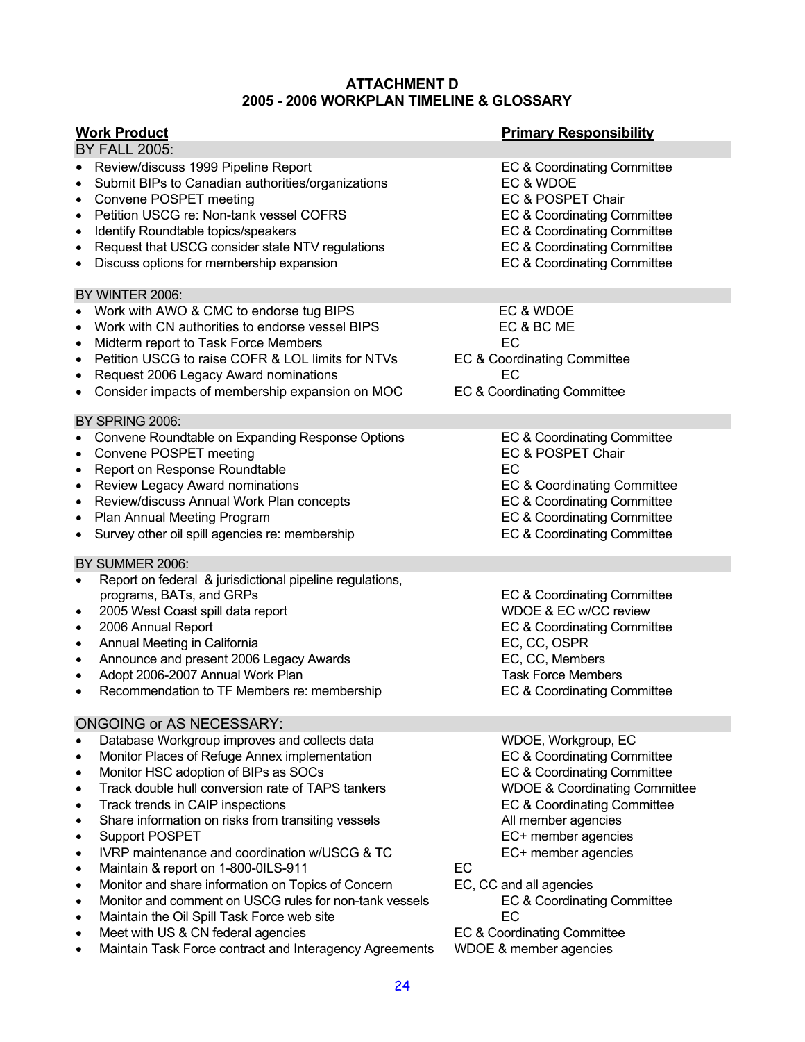# ATTACHMENT D
# 2005 - 2006 WORKPLAN TIMELINE & GLOSSARY

| Work Product | Primary Responsibility |
|---|---|
| **BY FALL 2005:** | |
| • Review/discuss 1999 Pipeline Report | EC & Coordinating Committee |
| • Submit BIPs to Canadian authorities/organizations | EC & WDOE |
| • Convene POSPET meeting | EC & POSPET Chair |
| • Petition USCG re: Non-tank vessel COFRS | EC & Coordinating Committee |
| • Identify Roundtable topics/speakers | EC & Coordinating Committee |
| • Request that USCG consider state NTV regulations | EC & Coordinating Committee |
| • Discuss options for membership expansion | EC & Coordinating Committee |
| **BY WINTER 2006:** | |
| • Work with AWO & CMC to endorse tug BIPS | EC & WDOE |
| • Work with CN authorities to endorse vessel BIPS | EC & BC ME |
| • Midterm report to Task Force Members | EC |
| • Petition USCG to raise COFR & LOL limits for NTVs | EC & Coordinating Committee |
| • Request 2006 Legacy Award nominations | EC |
| • Consider impacts of membership expansion on MOC | EC & Coordinating Committee |
| **BY SPRING 2006:** | |
| • Convene Roundtable on Expanding Response Options | EC & Coordinating Committee |
| • Convene POSPET meeting | EC & POSPET Chair |
| • Report on Response Roundtable | EC |
| • Review Legacy Award nominations | EC & Coordinating Committee |
| • Review/discuss Annual Work Plan concepts | EC & Coordinating Committee |
| • Plan Annual Meeting Program | EC & Coordinating Committee |
| • Survey other oil spill agencies re: membership | EC & Coordinating Committee |
| **BY SUMMER 2006:** | |
| • Report on federal & jurisdictional pipeline regulations, programs, BATs, and GRPs | EC & Coordinating Committee |
| • 2005 West Coast spill data report | WDOE & EC w/CC review |
| • 2006 Annual Report | EC & Coordinating Committee |
| • Annual Meeting in California | EC, CC, OSPR |
| • Announce and present 2006 Legacy Awards | EC, CC, Members |
| • Adopt 2006-2007 Annual Work Plan | Task Force Members |
| • Recommendation to TF Members re: membership | EC & Coordinating Committee |
| **ONGOING or AS NECESSARY:** | |
| • Database Workgroup improves and collects data | WDOE, Workgroup, EC |
| • Monitor Places of Refuge Annex implementation | EC & Coordinating Committee |
| • Monitor HSC adoption of BIPs as SOCs | EC & Coordinating Committee |
| • Track double hull conversion rate of TAPS tankers | WDOE & Coordinating Committee |
| • Track trends in CAIP inspections | EC & Coordinating Committee |
| • Share information on risks from transiting vessels | All member agencies |
| • Support POSPET | EC+ member agencies |
| • IVRP maintenance and coordination w/USCG & TC | EC+ member agencies |
| • Maintain & report on 1-800-0ILS-911 | EC |
| • Monitor and share information on Topics of Concern | EC, CC and all agencies |
| • Monitor and comment on USCG rules for non-tank vessels | EC & Coordinating Committee |
| • Maintain the Oil Spill Task Force web site | EC |
| • Meet with US & CN federal agencies | EC & Coordinating Committee |
| • Maintain Task Force contract and Interagency Agreements | WDOE & member agencies |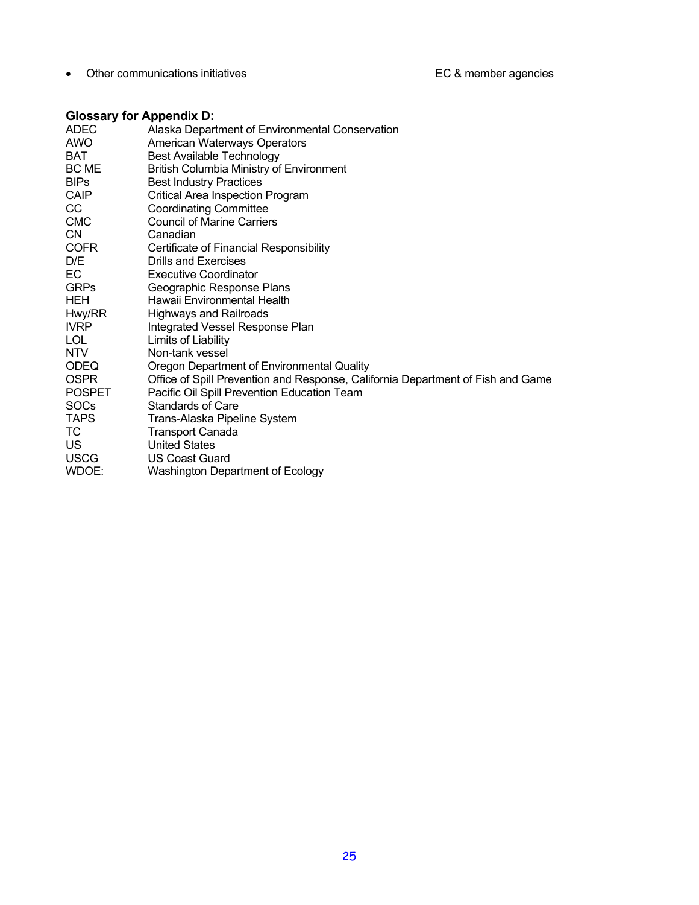- Other communications initiatives EC & member agencies

**Glossary for Appendix D:**

| | |
|---|---|
| ADEC | Alaska Department of Environmental Conservation |
| AWO | American Waterways Operators |
| BAT | Best Available Technology |
| BC ME | British Columbia Ministry of Environment |
| BIPs | Best Industry Practices |
| CAIP | Critical Area Inspection Program |
| CC | Coordinating Committee |
| CMC | Council of Marine Carriers |
| CN | Canadian |
| COFR | Certificate of Financial Responsibility |
| D/E | Drills and Exercises |
| EC | Executive Coordinator |
| GRPs | Geographic Response Plans |
| HEH | Hawaii Environmental Health |
| Hwy/RR | Highways and Railroads |
| IVRP | Integrated Vessel Response Plan |
| LOL | Limits of Liability |
| NTV | Non-tank vessel |
| ODEQ | Oregon Department of Environmental Quality |
| OSPR | Office of Spill Prevention and Response, California Department of Fish and Game |
| POSPET | Pacific Oil Spill Prevention Education Team |
| SOCs | Standards of Care |
| TAPS | Trans-Alaska Pipeline System |
| TC | Transport Canada |
| US | United States |
| USCG | US Coast Guard |
| WDOE: | Washington Department of Ecology |